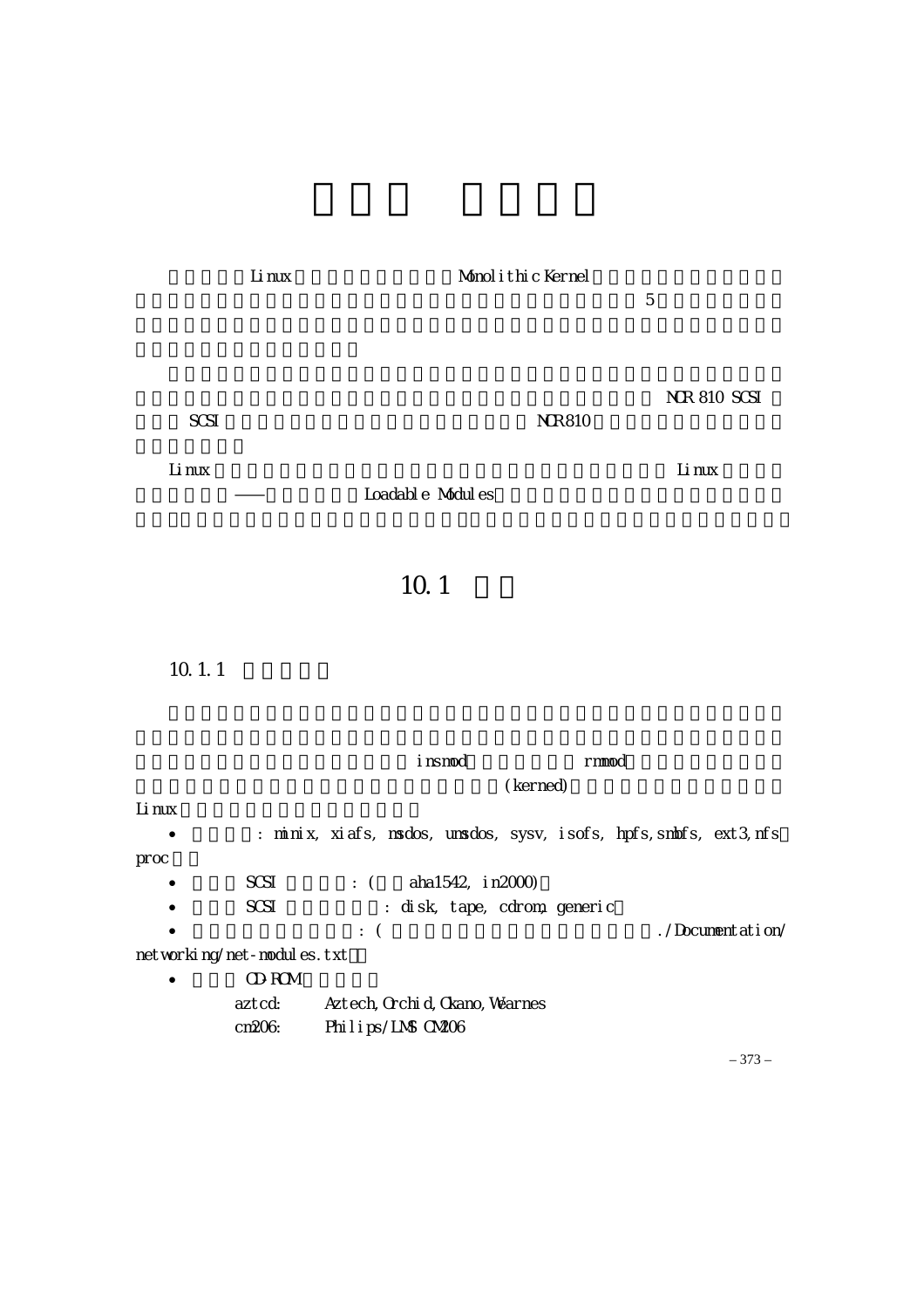## 10.1

### 10.1.1

insmod rmmod (kerned)

Linux

- : minix, xiafs, msdos, umsdos, sysv, isofs, hpfs, smbfs, ext3, nfs proc
- SCSI : ( aha1542, in2000)
- SCSI : disk, tape, cdrom, generic
- : ( ./Documentation/networking/net-modules.txt
- CD-ROM

  aztcd: Aztech, Orchid, Okano, Wearnes

  cm206: Philips/LMS CM206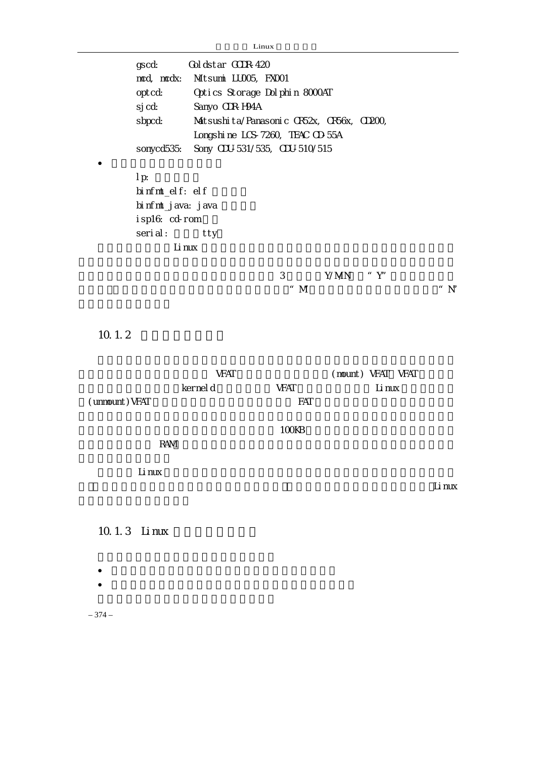gscd: Goldstar GCDR-420
mcd, mcdx: Mitsumi LU005, FX001
optcd: Optics Storage Dolphin 8000AT
sjcd: Sanyo CDR-H94A
sbpcd: Matsushita/Panasonic CR52x, CR56x, CD200,
Longshine LCS-7260, TEAC CD-55A
sonycd535: Sony CDU-531/535, CDU-510/515

•

lp:
binfmt_elf: elf
binfmt_java: java
isp16: cd-rom
serial: tty

Linux

3 Y/M/N "Y"
"M" "N"

10.1.2

VFAT (mount) VFAT VFAT
kerneld VFAT Linux
(unmount) VFAT FAT

100KB
RAM

Linux
Linux

10.1.3 Linux

•
•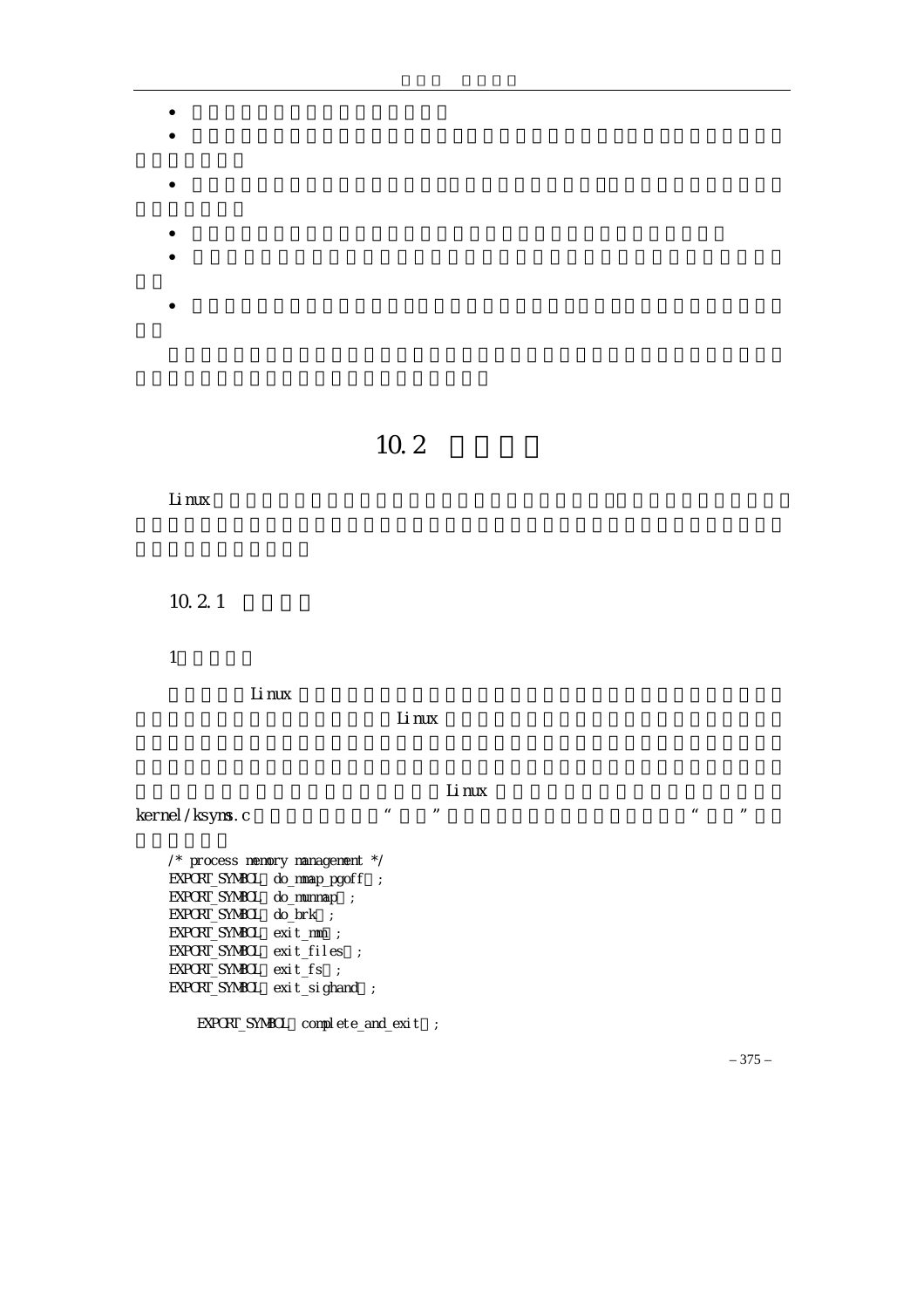- 
- 

- 

- 
- 

- 

# 10.2

Linux

## 10.2.1

1

Linux Linux

Linux

kernel/ksyms.c “ ” “ ”

```
/* process memory management */
EXPORT_SYMBOL(do_mmap_pgoff);
EXPORT_SYMBOL(do_munmap);
EXPORT_SYMBOL(do_brk);
EXPORT_SYMBOL(exit_mm);
EXPORT_SYMBOL(exit_files);
EXPORT_SYMBOL(exit_fs);
EXPORT_SYMBOL(exit_sighand);

  EXPORT_SYMBOL(complete_and_exit);
```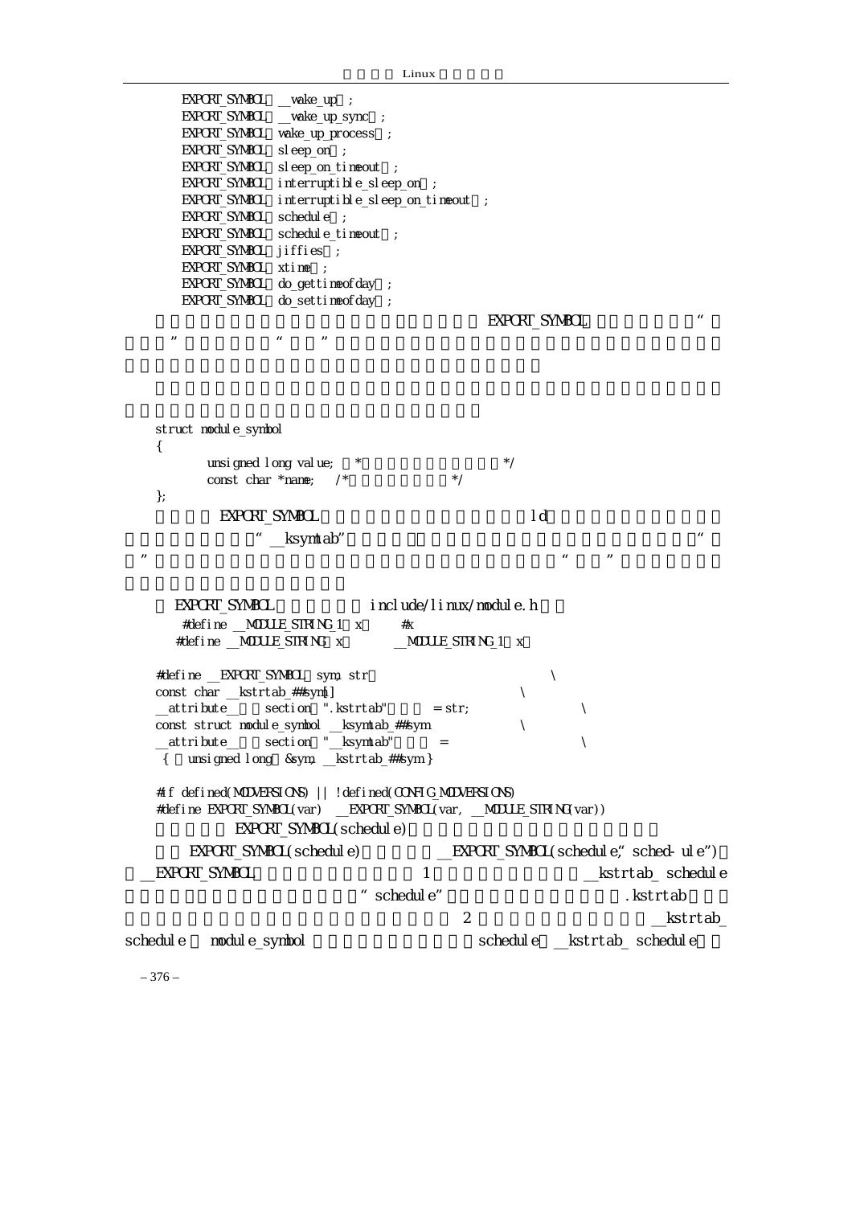```
EXPORT_SYMBOL（__wake_up）;
EXPORT_SYMBOL（__wake_up_sync）;
EXPORT_SYMBOL（wake_up_process）;
EXPORT_SYMBOL（sleep_on）;
EXPORT_SYMBOL（sleep_on_timeout）;
EXPORT_SYMBOL（interruptible_sleep_on）;
EXPORT_SYMBOL（interruptible_sleep_on_timeout）;
EXPORT_SYMBOL（schedule）;
EXPORT_SYMBOL（schedule_timeout）;
EXPORT_SYMBOL（jiffies）;
EXPORT_SYMBOL（xtime）;
EXPORT_SYMBOL（do_gettimeofday）;
EXPORT_SYMBOL（do_settimeofday）;
```

EXPORT_SYMBOL “ ” “ ”

```
struct module_symbol
{
        unsigned long value;  /*                    */
        const char *name;   /*              */
};
```

EXPORT_SYMBOL ld “__ksymtab” “ ” “ ”

EXPORT_SYMBOL include/linux/module.h

```
#define __MODULE_STRING_1（x）    #x
#define __MODULE_STRING（x）     __MODULE_STRING_1（x）

#define __EXPORT_SYMBOL（sym, str）                          \
const char __kstrtab_##sym[]                             \
__attribute__（（section（".kstrtab"）））= str;               \
const struct module_symbol __ksymtab_##sym              \
__attribute__（（section（"__ksymtab"）））=                  \
{（unsigned long）&sym, __kstrtab_##sym }

#if defined(MODVERSIONS) || !defined(CONFIG_MODVERSIONS)
#define EXPORT_SYMBOL(var)  __EXPORT_SYMBOL(var, __MODULE_STRING(var))
```

EXPORT_SYMBOL(schedule)

EXPORT_SYMBOL(schedule) __EXPORT_SYMBOL(schedule,“sched-ule”) __EXPORT_SYMBOL 1 __kstrtab_schedule “schedule” .kstrtab 2 __kstrtab_schedule module_symbol schedule __kstrtab_schedule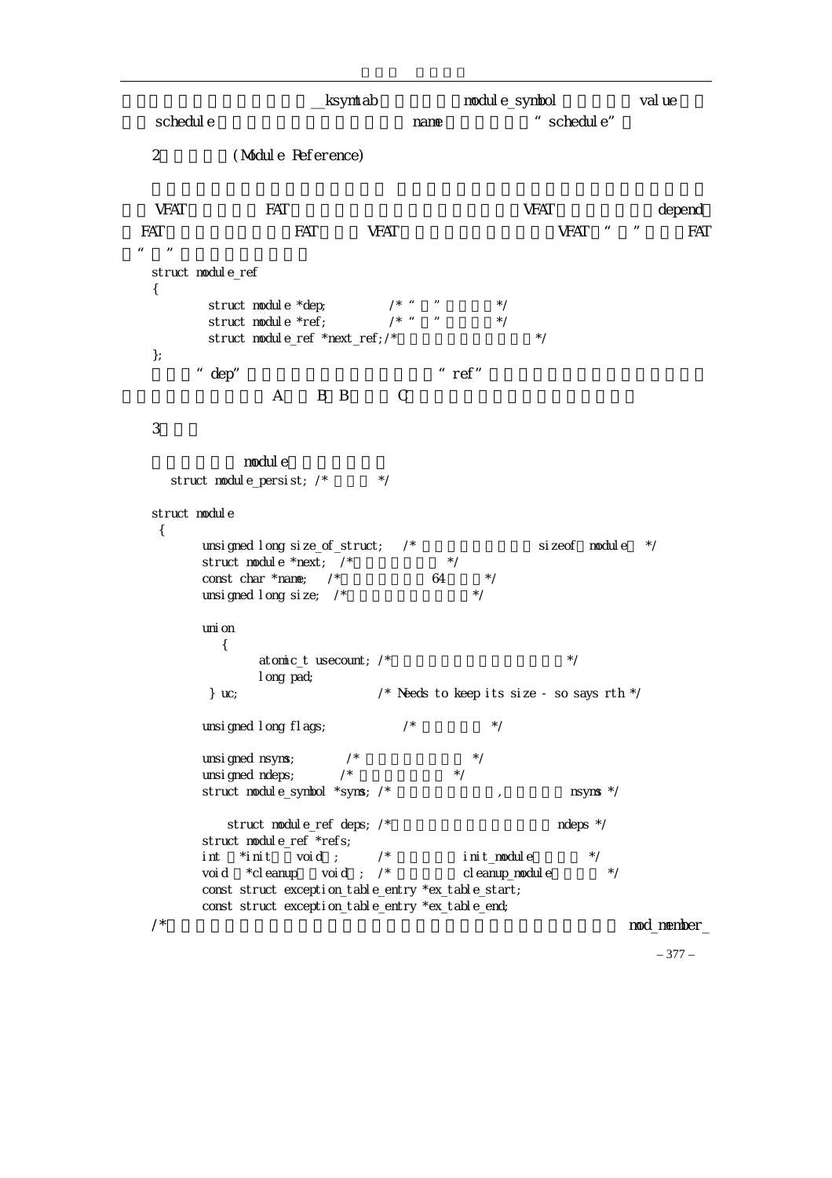__ksymtab module_symbol value
schedule name "schedule"

2 (Module Reference)

VFAT FAT VFAT depend
FAT FAT VFAT VFAT " " FAT
" "

```
struct module_ref
{
        struct module *dep;        /* " "        */
        struct module *ref;        /* " "        */
        struct module_ref *next_ref;/*                    */
};
```

"dep" "ref"
A B B C

3

module

```
   struct module_persist; /*        */

struct module
 {
       unsigned long size_of_struct;   /*                  sizeof  module   */
       struct module *next;  /*              */
       const char *name;   /*              64       */
       unsigned long size;  /*                      */

       union
         {
              atomic_t usecount; /*                             */
              long pad;
        } uc;                    /* Needs to keep its size - so says rth */

       unsigned long flags;           /*          */

       unsigned nsyms;        /*                */
       unsigned ndeps;       /*              */
       struct module_symbol *syms; /*                ,           nsyms */

          struct module_ref deps; /*                          ndeps */
       struct module_ref *refs;
       int   *init    void  ;      /*           init_module          */
       void   *cleanup    void  ;  /*           cleanup_module          */
       const struct exception_table_entry *ex_table_start;
       const struct exception_table_entry *ex_table_end;
/*                                                                   mod_member_
```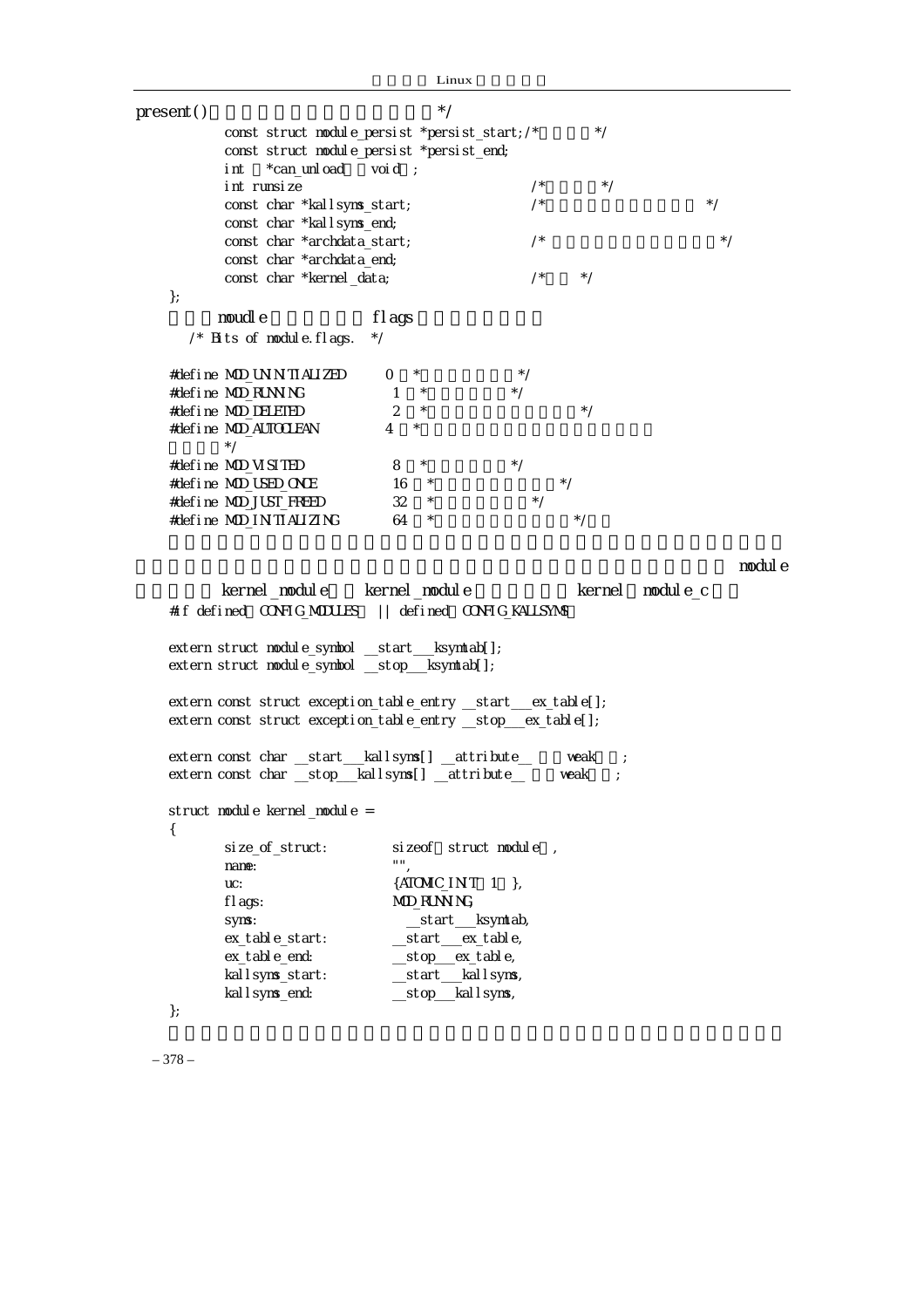present()                                */
```
        const struct module_persist *persist_start;/*        */
        const struct module_persist *persist_end;
        int  *can_unload  void ;
        int runsize                          /*       */
        const char *kallsyms_start;          /*                    */
        const char *kallsyms_end;
        const char *archdata_start;          /*                      */
        const char *archdata_end;
        const char *kernel_data;             /*     */
};
```

moudle              flags

```
/* Bits of module.flags. */

#define MOD_UNINITIALIZED     0  *              */
#define MOD_RUNNING           1  *            */
#define MOD_DELETED           2  *                    */
#define MOD_AUTOCLEAN         4  *
         */
#define MOD_VISITED           8  *             */
#define MOD_USED_ONCE         16  *                  */
#define MOD_JUST_FREED        32  *              */
#define MOD_INITIALIZING      64  *                   */
```

module

kernel_module    kernel_module              kernel   module_c

```
#if defined  CONFIG_MODULES  || defined  CONFIG_KALLSYMS

extern struct module_symbol __start___ksymtab[];
extern struct module_symbol __stop___ksymtab[];

extern const struct exception_table_entry __start___ex_table[];
extern const struct exception_table_entry __stop___ex_table[];

extern const char __start___kallsyms[] __attribute__    weak    ;
extern const char __stop___kallsyms[] __attribute__    weak    ;

struct module kernel_module =
{
        size_of_struct:         sizeof  struct module  ,
        name:                   "",
        uc:                     {ATOMIC_INIT  1  },
        flags:                  MOD_RUNNING,
        syms:                    __start___ksymtab,
        ex_table_start:         __start___ex_table,
        ex_table_end:           __stop___ex_table,
        kallsyms_start:         __start___kallsyms,
        kallsyms_end:           __stop___kallsyms,
};
```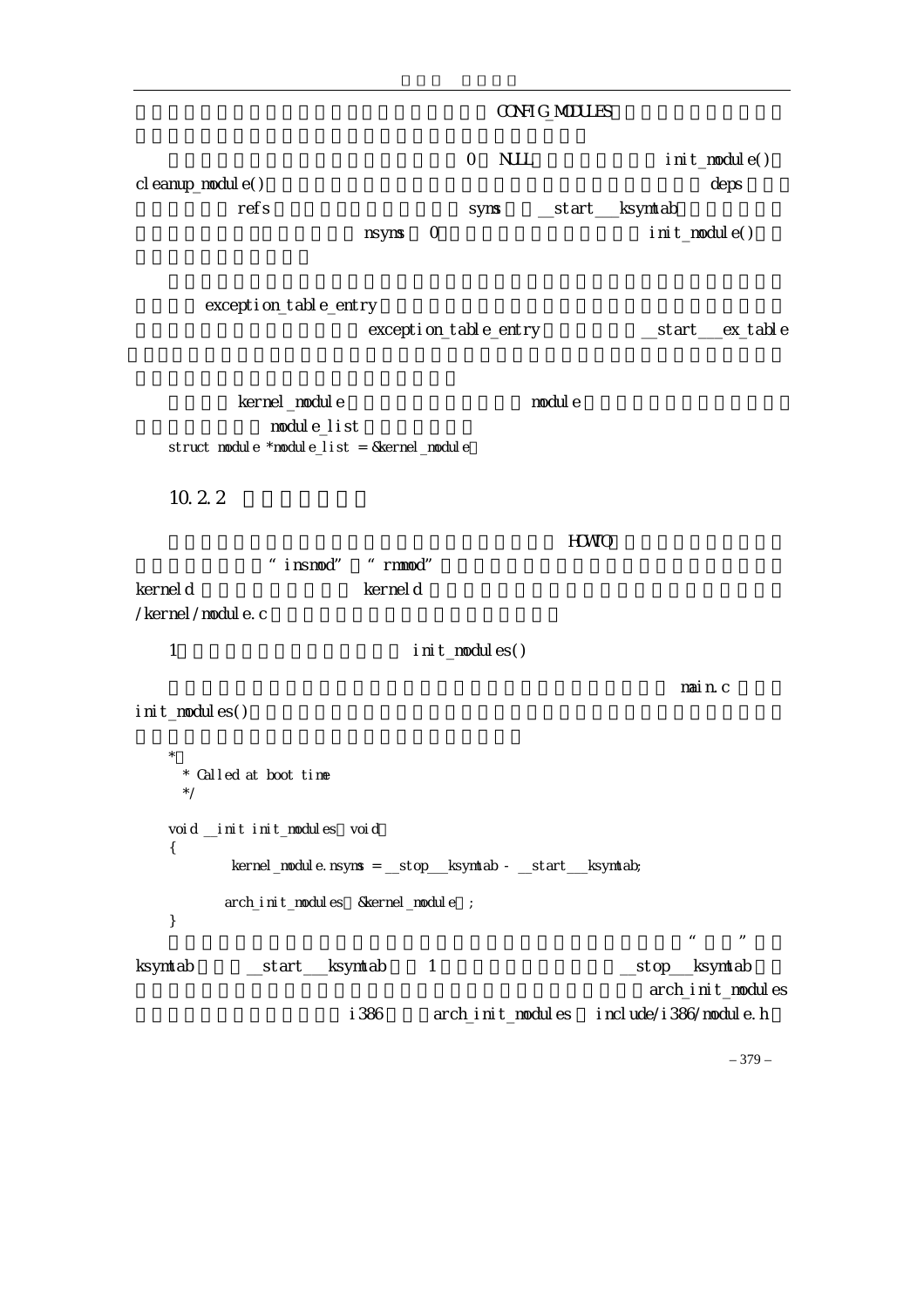CONFIG_MODULES

0 NULL init_module()
cleanup_module() deps
refs syms __start___ksymtab
nsyms 0 init_module()

exception_table_entry
exception_table_entry __start___ex_table

kernel_module module
module_list
struct module *module_list = &kernel_module

## 10.2.2

HOWTO
"insmod" "rmmod"
kerneld kerneld
/kernel/module.c

1 init_modules()

main.c
init_modules()

```
*
 * Called at boot time
 */

void __init init_modules void
{
        kernel_module.nsyms = __stop___ksymtab - __start___ksymtab;

       arch_init_modules &kernel_module ;
}
```

" "
ksymtab __start___ksymtab 1 __stop___ksymtab
arch_init_modules
i386 arch_init_modules include/i386/module.h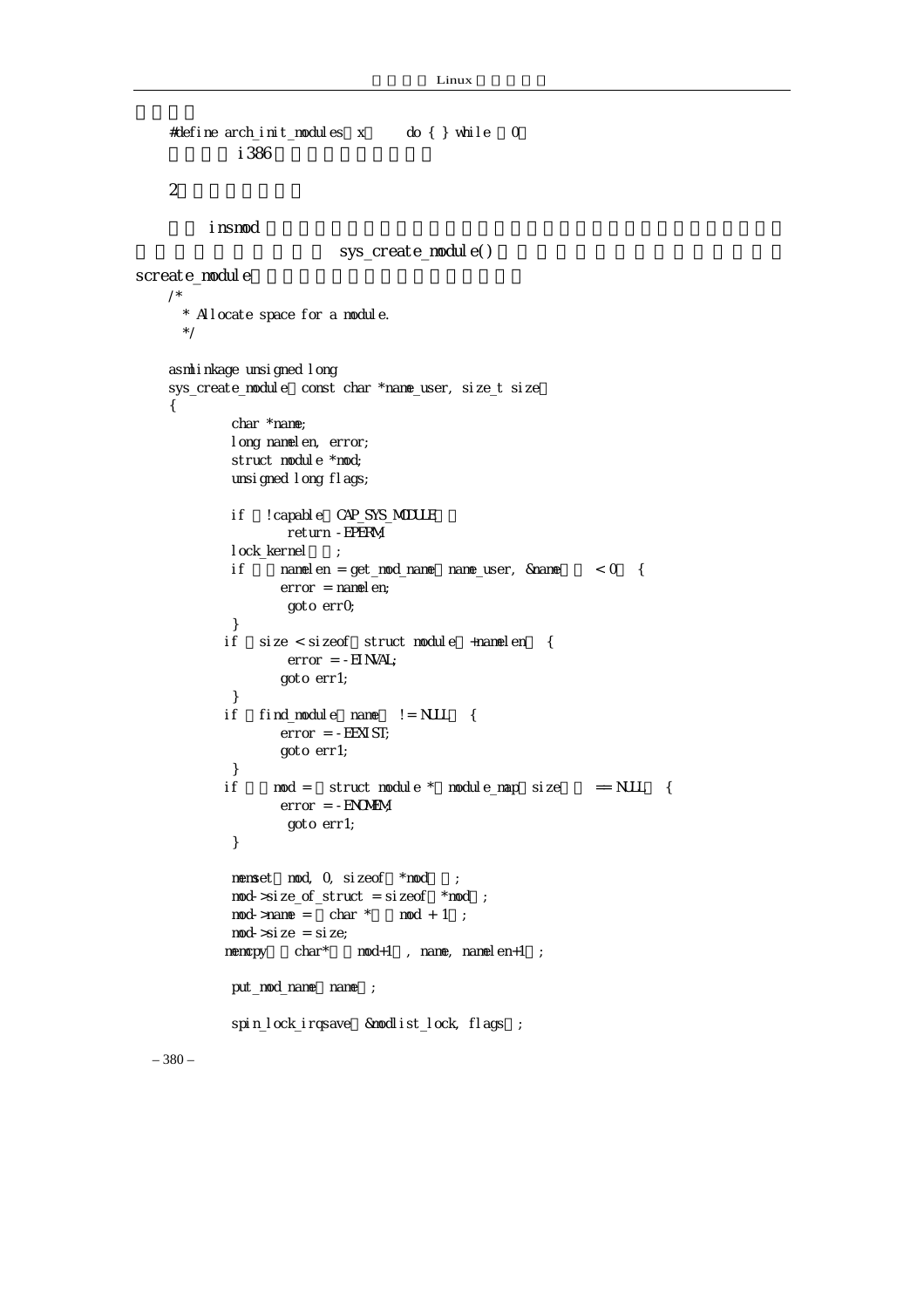```
#define arch_init_modules(x)    do { } while (0)
```

i386

2

insmod

sys_create_module()

screate_module

```
/*
 * Allocate space for a module.
 */

asmlinkage unsigned long
sys_create_module(const char *name_user, size_t size)
{
        char *name;
        long namelen, error;
        struct module *mod;
        unsigned long flags;

        if (!capable(CAP_SYS_MODULE))
                return -EPERM;
        lock_kernel();
        if ((namelen = get_mod_name(name_user, &name)) < 0) {
               error = namelen;
                goto err0;
        }
       if (size < sizeof(struct module)+namelen) {
                error = -EINVAL;
               goto err1;
        }
       if (find_module(name) != NULL) {
               error = -EEXIST;
               goto err1;
        }
       if ((mod = (struct module *)module_map(size)) == NULL) {
               error = -ENOMEM;
                goto err1;
        }

        memset(mod, 0, sizeof(*mod));
        mod->size_of_struct = sizeof(*mod);
        mod->name = (char *)(mod + 1);
        mod->size = size;
       memcpy((char*)(mod+1), name, namelen+1);

        put_mod_name(name);

        spin_lock_irqsave(&modlist_lock, flags);
```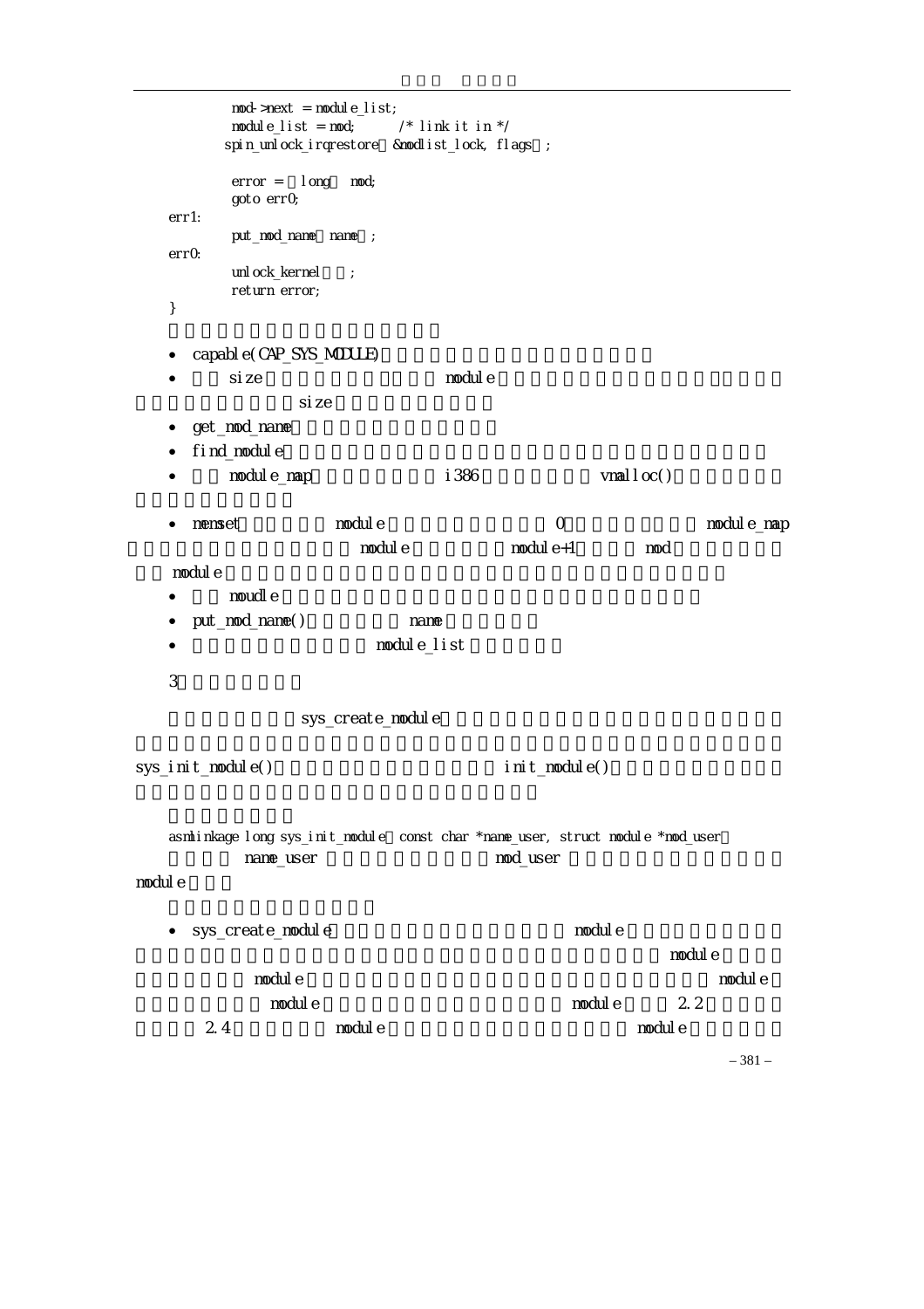```
        mod->next = module_list;
        module_list = mod;      /* link it in */
        spin_unlock_irqrestore（&modlist_lock, flags）;

        error = （long） mod;
        goto err0;
err1:
        put_mod_name（name）;
err0:
        unlock_kernel（）;
        return error;
}
```

- capable(CAP_SYS_MODULE)
- size module
  size
- get_mod_name
- find_module
- module_map i386 vmalloc()
- memset module 0 module_map
  module module+1 mod
  module
- moudle
- put_mod_name() name
- module_list

3

sys_create_module

sys_init_module() init_module()

```
asmlinkage long sys_init_module（const char *name_user, struct module *mod_user）
```

name_user mod_user
module

- sys_create_module module
  module
  module module
  module module 2.2
  2.4 module module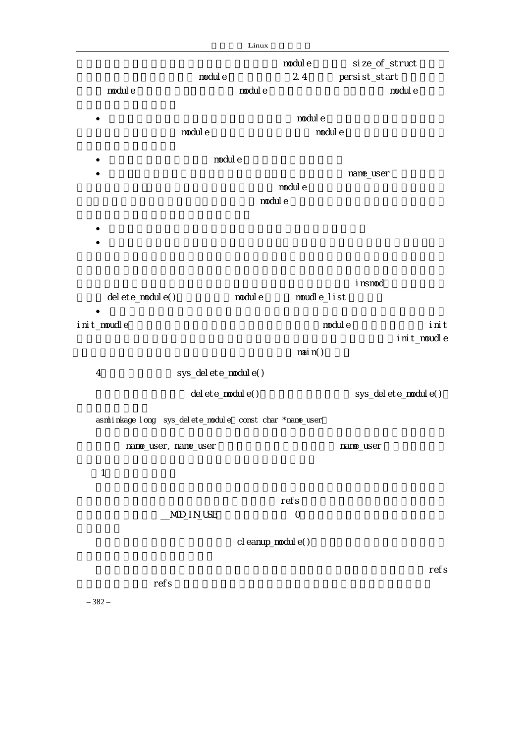module size_of_struct
module 2.4 persist_start
module module module

- module
  module module
- module
- name_user
  [ module
  module
-
-

insmod
delete_module() module moudle_list

-

init_moudle module init
init_moudle
main()

4 sys_delete_module()

delete_module() sys_delete_module()

```
asmlinkage long sys_delete_module const char *name_user
```

name_user, name_user name_user

1

refs
__MOD_IN_USE 0

cleanup_module()

refs
refs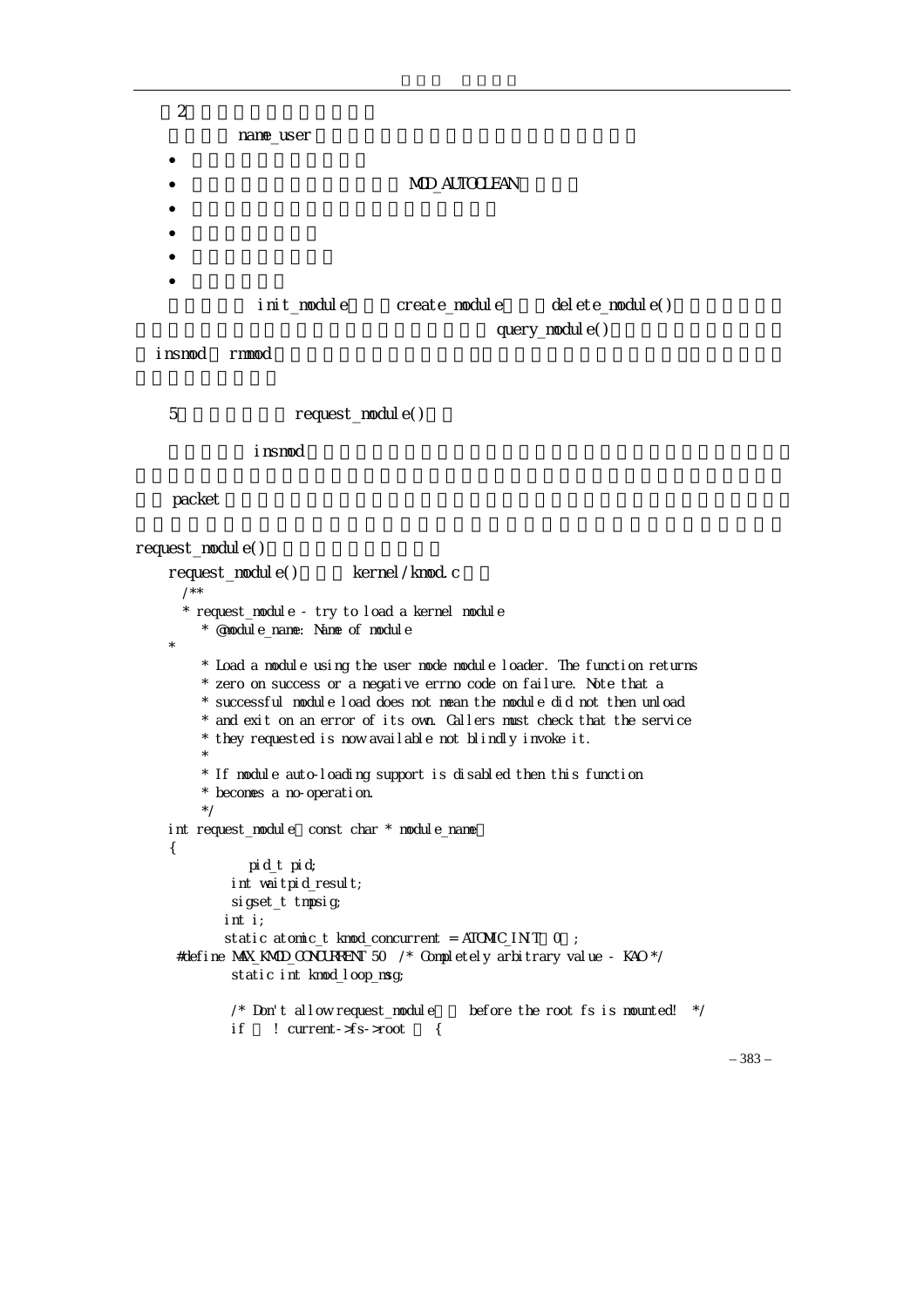2

name_user

-
- MOD_AUTOCLEAN
-
-
-
-

init_module create_module delete_module() query_module() insmod rmmod

5 request_module()

insmod

packet

request_module()

request_module() kernel/kmod.c

```
/**
 * request_module - try to load a kernel module
 * @module_name: Name of module
 *
 * Load a module using the user mode module loader. The function returns
 * zero on success or a negative errno code on failure. Note that a
 * successful module load does not mean the module did not then unload
 * and exit on an error of its own. Callers must check that the service
 * they requested is now available not blindly invoke it.
 *
 * If module auto-loading support is disabled then this function
 * becomes a no-operation.
 */
int request_module(const char * module_name)
{
        pid_t pid;
        int waitpid_result;
        sigset_t tmpsig;
        int i;
        static atomic_t kmod_concurrent = ATOMIC_INIT(0);
#define MAX_KMOD_CONCURRENT 50  /* Completely arbitrary value - KAO */
        static int kmod_loop_msg;

        /* Don't allow request_module() before the root fs is mounted!  */
        if ( ! current->fs->root ) {
```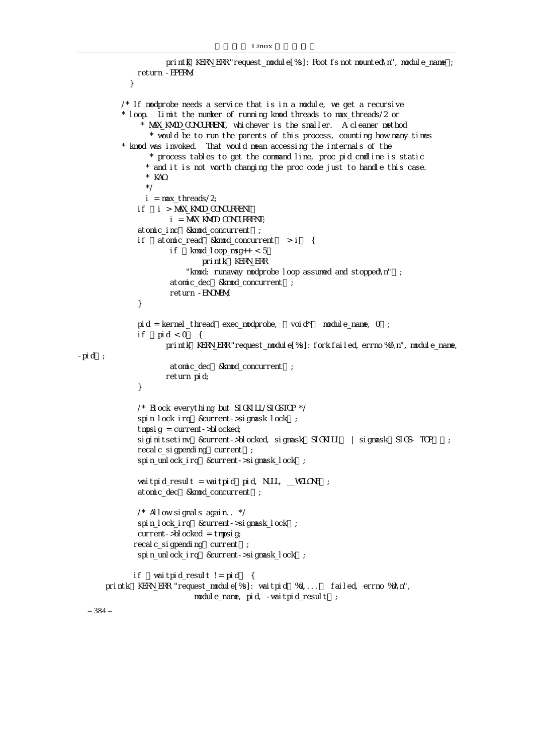```c
                printk(KERN_ERR "request_module[%s]: Root fs not mounted\n", module_name);
        return -EPERM;
    }

    /* If modprobe needs a service that is in a module, we get a recursive
     * loop.  Limit the number of running kmod threads to max_threads/2 or
     * MAX_KMOD_CONCURRENT, whichever is the smaller.  A cleaner method
     * would be to run the parents of this process, counting how many times
     * kmod was invoked.  That would mean accessing the internals of the
     * process tables to get the command line, proc_pid_cmdline is static
     * and it is not worth changing the proc code just to handle this case.
     * KAO.
     */
    i = max_threads/2;
    if (i > MAX_KMOD_CONCURRENT)
            i = MAX_KMOD_CONCURRENT;
    atomic_inc(&kmod_concurrent);
    if (atomic_read(&kmod_concurrent) > i) {
            if (kmod_loop_msg++ < 5)
                    printk(KERN_ERR
                        "kmod: runaway modprobe loop assumed and stopped\n");
            atomic_dec(&kmod_concurrent);
            return -ENOMEM;
    }

    pid = kernel_thread(exec_modprobe, (void*) module_name, 0);
    if (pid < 0) {
            printk(KERN_ERR "request_module[%s]: fork failed, errno %d\n", module_name,
-pid);
            atomic_dec(&kmod_concurrent);
            return pid;
    }

    /* Block everything but SIGKILL/SIGSTOP */
    spin_lock_irq(&current->sigmask_lock);
    tmpsig = current->blocked;
    siginitsetinv(&current->blocked, sigmask(SIGKILL) | sigmask(SIGSTOP));
    recalc_sigpending(current);
    spin_unlock_irq(&current->sigmask_lock);

    waitpid_result = waitpid(pid, NULL, __WCLONE);
    atomic_dec(&kmod_concurrent);

    /* Allow signals again.. */
    spin_lock_irq(&current->sigmask_lock);
    current->blocked = tmpsig;
    recalc_sigpending(current);
    spin_unlock_irq(&current->sigmask_lock);

    if (waitpid_result != pid) {
        printk(KERN_ERR "request_module[%s]: waitpid(%d,...) failed, errno %d\n",
                        module_name, pid, -waitpid_result);
```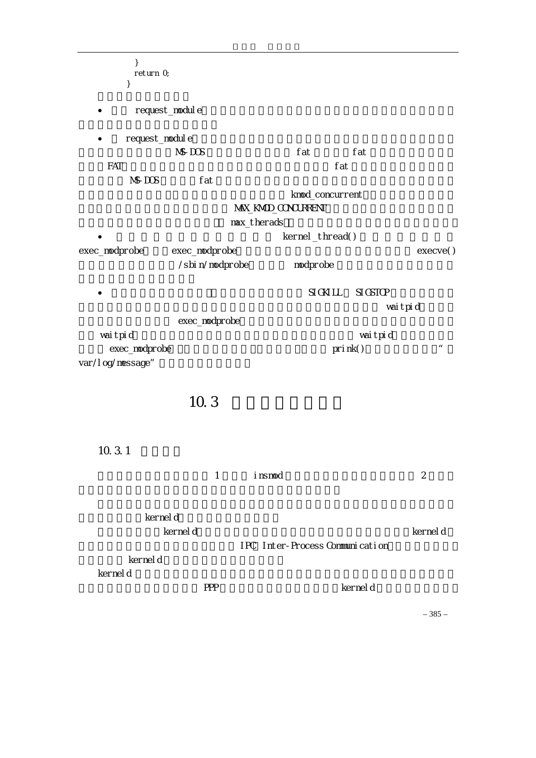```
    }
    return 0;
}
```

- request_module

- request_module
MS-DOS fat fat
FAT fat
MS-DOS fat
kmod_concurrent
MAX_KMOD_CONCURRENT
max_therads

- kernel_thread()
exec_modprobe exec_modprobe execve()
/sbin/modprobe modprobe

- SIGKILL SIGSTOP
waitpid
exec_modprobe
waitpid waitpid
exec_modprobe prink() "
var/log/message"

# 10.3

## 10.3.1

1 insmod 2

kerneld
kerneld kerneld
IPC Inter-Process Communication
kerneld
kerneld
PPP kerneld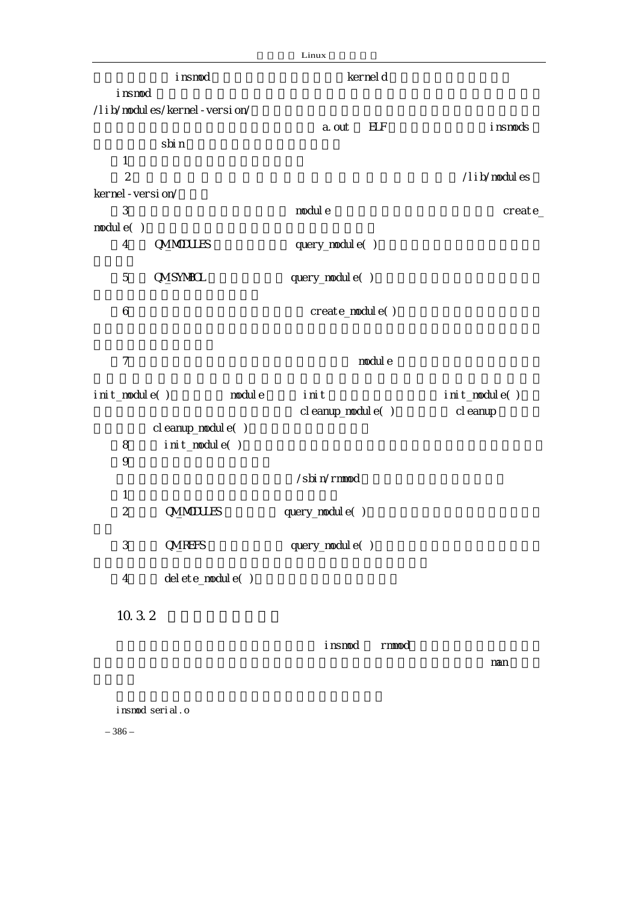insmod kerneld

insmod

/lib/modules/kernel-version/

a.out ELF insmods

sbin

1

2 /lib/modules

kernel-version/

3 module create_

module( )

4 QM_MODULES query_module( )

5 QM_SYMBOL query_module( )

6 create_module( )

7 module

init_module( ) module init init_module( )

cleanup_module( ) cleanup

cleanup_module( )

8 init_module( )

9

/sbin/rmmod

1

2 QM_MODULES query_module( )

3 QM_REFS query_module( )

4 delete_module( )

## 10.3.2

insmod rmmod

man

```
insmod serial.o
```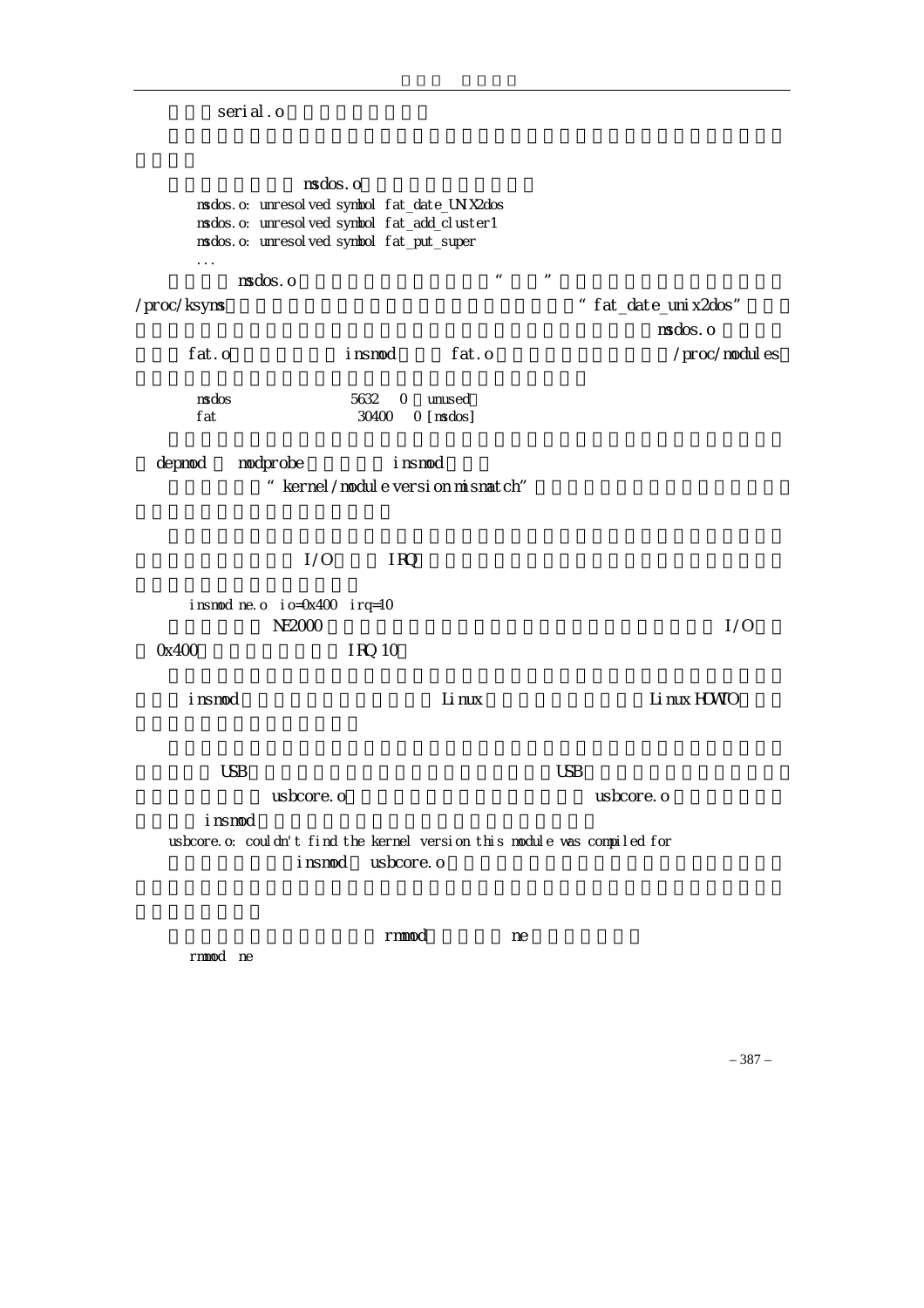serial.o

msdos.o

```
msdos.o: unresolved symbol fat_date_UNIX2dos
msdos.o: unresolved symbol fat_add_cluster1
msdos.o: unresolved symbol fat_put_super
...
```

msdos.o “ ”

/proc/ksyms “fat_date_unix2dos”

msdos.o

fat.o insmod fat.o /proc/modules

```
msdos          5632   0  unused
fat           30400   0 [msdos]
```

depmod modprobe insmod

“kernel/module version mismatch”

I/O IRQ

```
insmod ne.o io=0x400 irq=10
```

NE2000 I/O

0x400 IRQ 10

insmod Linux Linux HOWTO

USB USB

usbcore.o usbcore.o

insmod

```
usbcore.o: couldn't find the kernel version this module was compiled for
```

insmod usbcore.o

rmmod ne

```
rmmod ne
```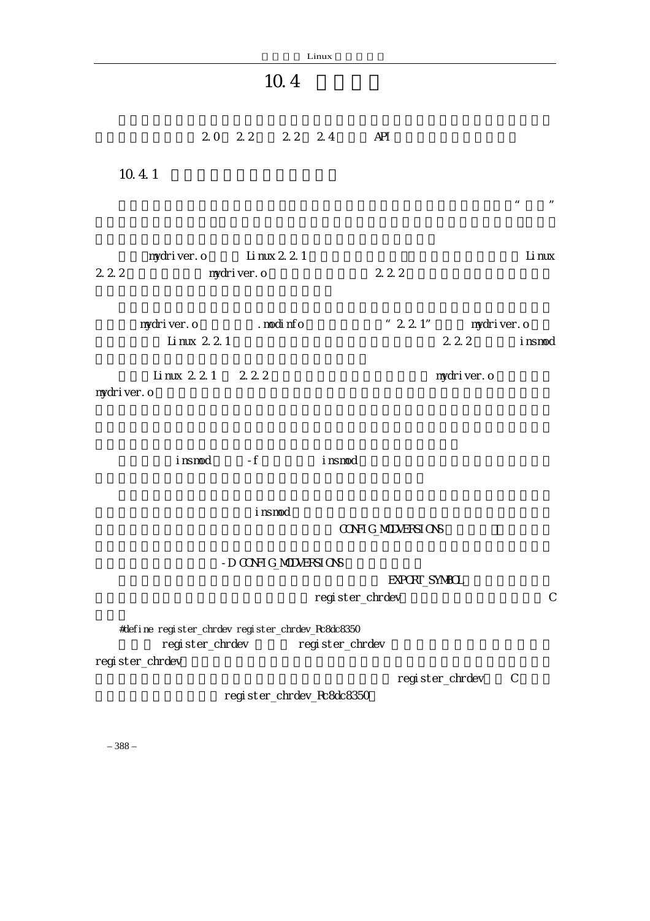# 10.4

2.0 2.2 2.2 2.4 API

## 10.4.1

“ ”

mydriver.o Linux 2.2.1 Linux 2.2.2 mydriver.o 2.2.2

mydriver.o .modinfo “2.2.1” mydriver.o Linux 2.2.1 2.2.2 insmod

Linux 2.2.1 2.2.2 mydriver.o mydriver.o

insmod -f insmod

insmod CONFIG_MODVERSIONS

-D CONFIG_MODVERSIONS

EXPORT_SYMBOL register_chrdev C

```
#define register_chrdev register_chrdev_Rc8dc8350
```

register_chrdev register_chrdev register_chrdev

register_chrdev C register_chrdev_Rc8dc8350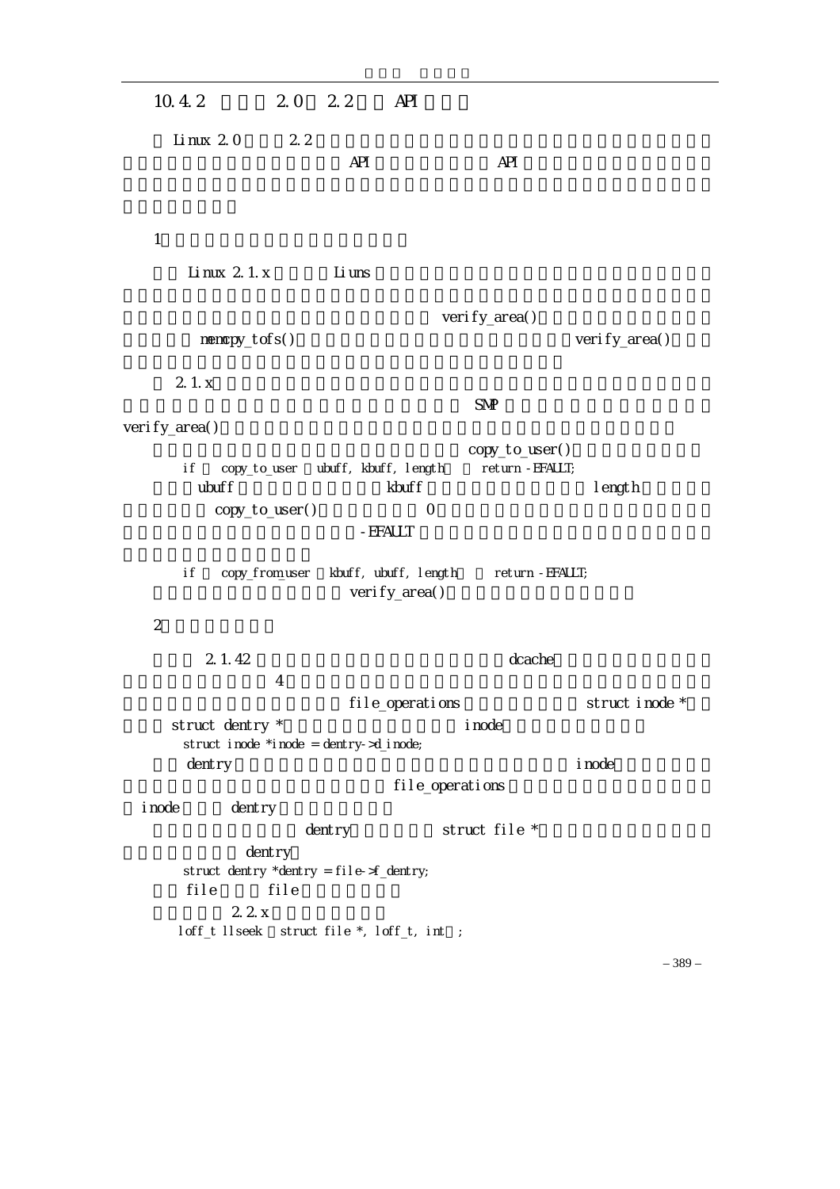## 10.4.2 2.0 2.2 API

Linux 2.0 2.2

API API

1

Linux 2.1.x Liuns

verify_area()

memcpy_tofs() verify_area()

2.1.x

SMP

verify_area()

copy_to_user()

```
if  copy_to_user  ubuff, kbuff, length    return -EFAULT;
```

ubuff kbuff length

copy_to_user() 0

-EFAULT

```
if  copy_from_user  kbuff, ubuff, length    return -EFAULT;
```

verify_area()

2

2.1.42 dcache

4

file_operations struct inode *

struct dentry * inode

```
struct inode *inode = dentry->d_inode;
```

dentry inode

file_operations

inode dentry

dentry struct file *

dentry

```
struct dentry *dentry = file->f_dentry;
```

file file

2.2.x

```
loff_t llseek  struct file *, loff_t, int  ;
```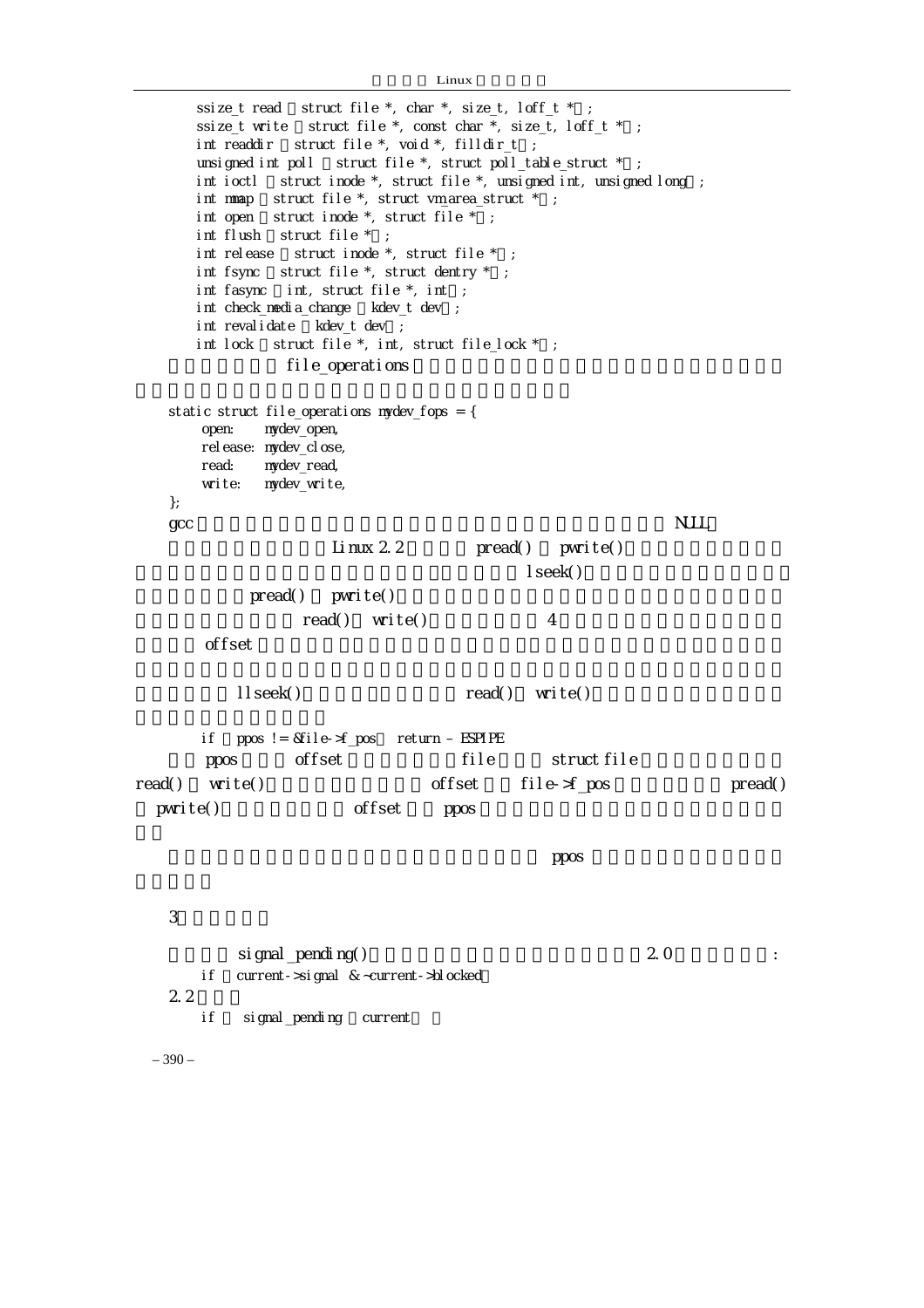```
ssize_t read  struct file *, char *, size_t, loff_t *  ;
ssize_t write  struct file *, const char *, size_t, loff_t *  ;
int readdir  struct file *, void *, filldir_t  ;
unsigned int poll  struct file *, struct poll_table_struct *  ;
int ioctl  struct inode *, struct file *, unsigned int, unsigned long  ;
int mmap  struct file *, struct vm_area_struct *  ;
int open  struct inode *, struct file *  ;
int flush  struct file *  ;
int release  struct inode *, struct file *  ;
int fsync  struct file *, struct dentry *  ;
int fasync  int, struct file *, int  ;
int check_media_change  kdev_t dev  ;
int revalidate  kdev_t dev  ;
int lock  struct file *, int, struct file_lock *  ;
```

file_operations

```
static struct file_operations mydev_fops = {
    open:    mydev_open,
    release: mydev_close,
    read:    mydev_read,
    write:   mydev_write,
};
```

gcc NULL

Linux 2.2 pread() pwrite() lseek() pread() pwrite() read() write() 4 offset

llseek() read() write()

```
if  ppos != &file->f_pos  return – ESPIPE
```

ppos offset file struct file read() write() offset file->f_pos pread() pwrite() offset ppos

ppos

3

signal_pending() 2.0 :

```
if  current->signal & ~current->blocked
```

2.2

```
if  signal_pending  current
```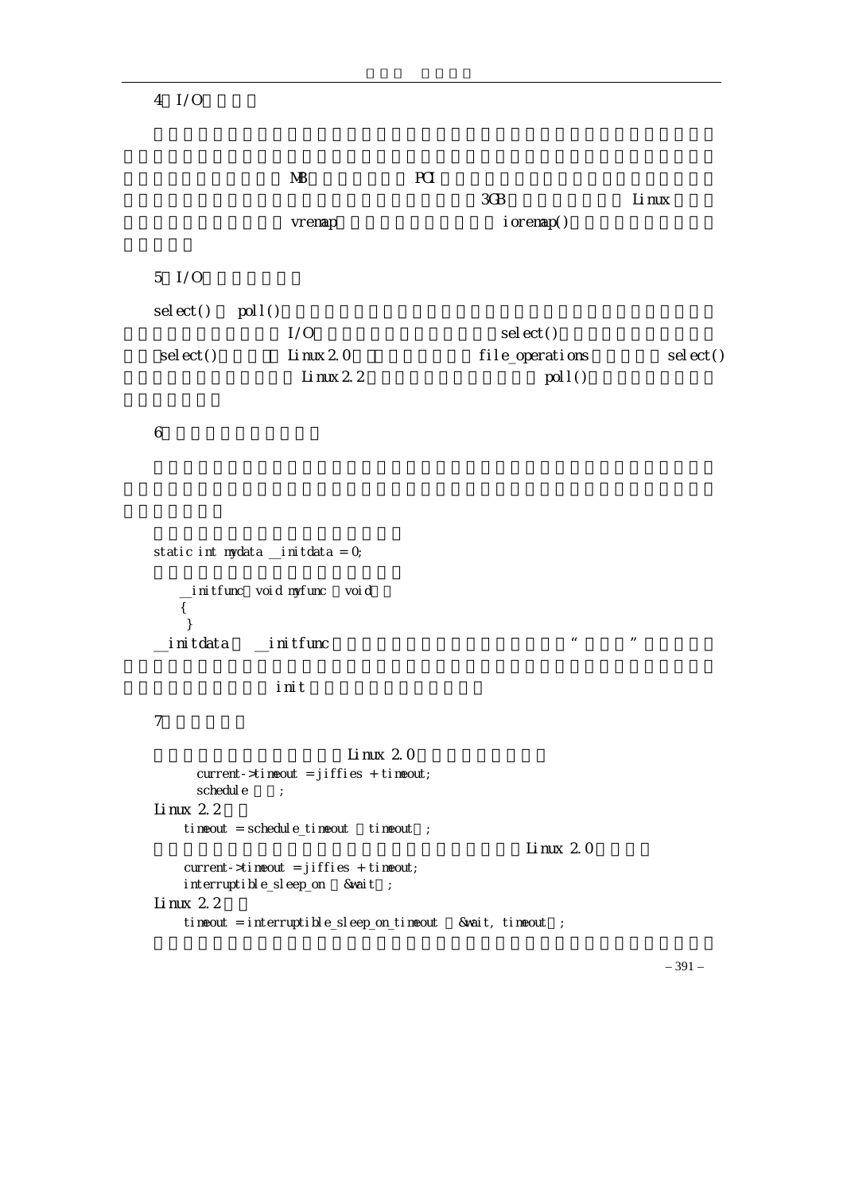4 I/O

MB PCI

3GB Linux

vremap ioremap()

5 I/O

select() poll()

I/O select()

select() Linux 2.0 file_operations select()

Linux 2.2 poll()

6

```
static int mydata __initdata = 0;
```

```
__initfunc void myfunc void
{
}
```

__initdata __initfunc “ ”

init

7

Linux 2.0

```
current->timeout = jiffies + timeout;
schedule ;
```

Linux 2.2

```
timeout = schedule_timeout timeout ;
```

Linux 2.0

```
current->timeout = jiffies + timeout;
interruptible_sleep_on &wait ;
```

Linux 2.2

```
timeout = interruptible_sleep_on_timeout &wait, timeout ;
```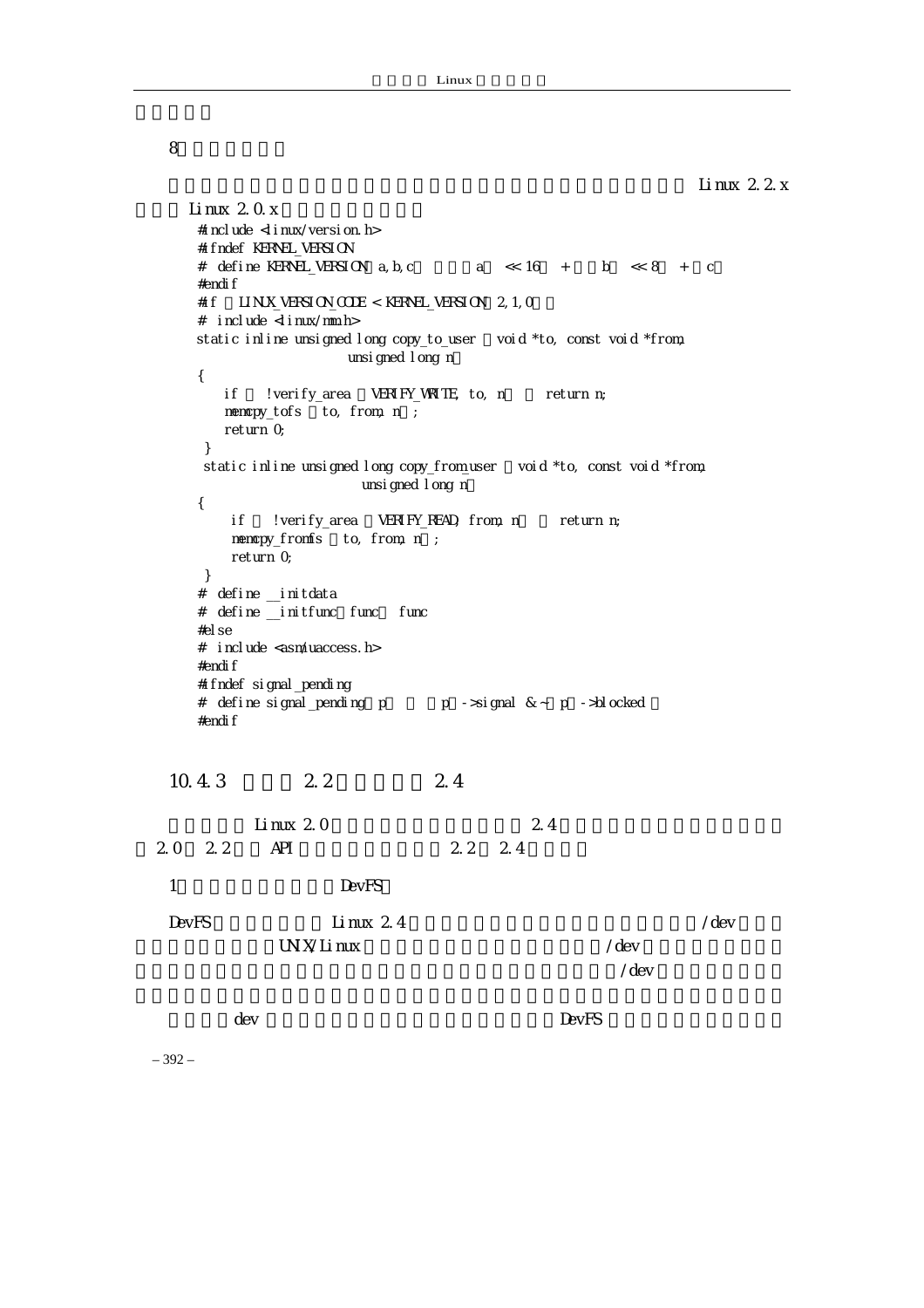8

Linux 2.2.x

Linux 2.0.x

```
#include <linux/version.h>
#ifndef KERNEL_VERSION
# define KERNEL_VERSION(a,b,c) (((a) << 16) + ((b) << 8) + (c))
#endif
#if (LINUX_VERSION_CODE < KERNEL_VERSION(2,1,0))
# include <linux/mm.h>
static inline unsigned long copy_to_user(void *to, const void *from,
                    unsigned long n)
{
    if (!verify_area(VERIFY_WRITE, to, n)) return n;
    memcpy_tofs(to, from, n);
    return 0;
 }
 static inline unsigned long copy_from_user(void *to, const void *from,
                    unsigned long n)
{
     if (!verify_area(VERIFY_READ, from, n)) return n;
     memcpy_fromfs(to, from, n);
     return 0;
 }
# define __initdata
# define __initfunc(func) func
#else
# include <asm/uaccess.h>
#endif
#ifndef signal_pending
# define signal_pending(p) ((p)->signal & ~(p)->blocked)
#endif
```

## 10.4.3 2.2 2.4

Linux 2.0 2.4

2.0 2.2 API 2.2 2.4

1 DevFS

DevFS Linux 2.4 /dev

UNIX/Linux /dev

/dev

dev DevFS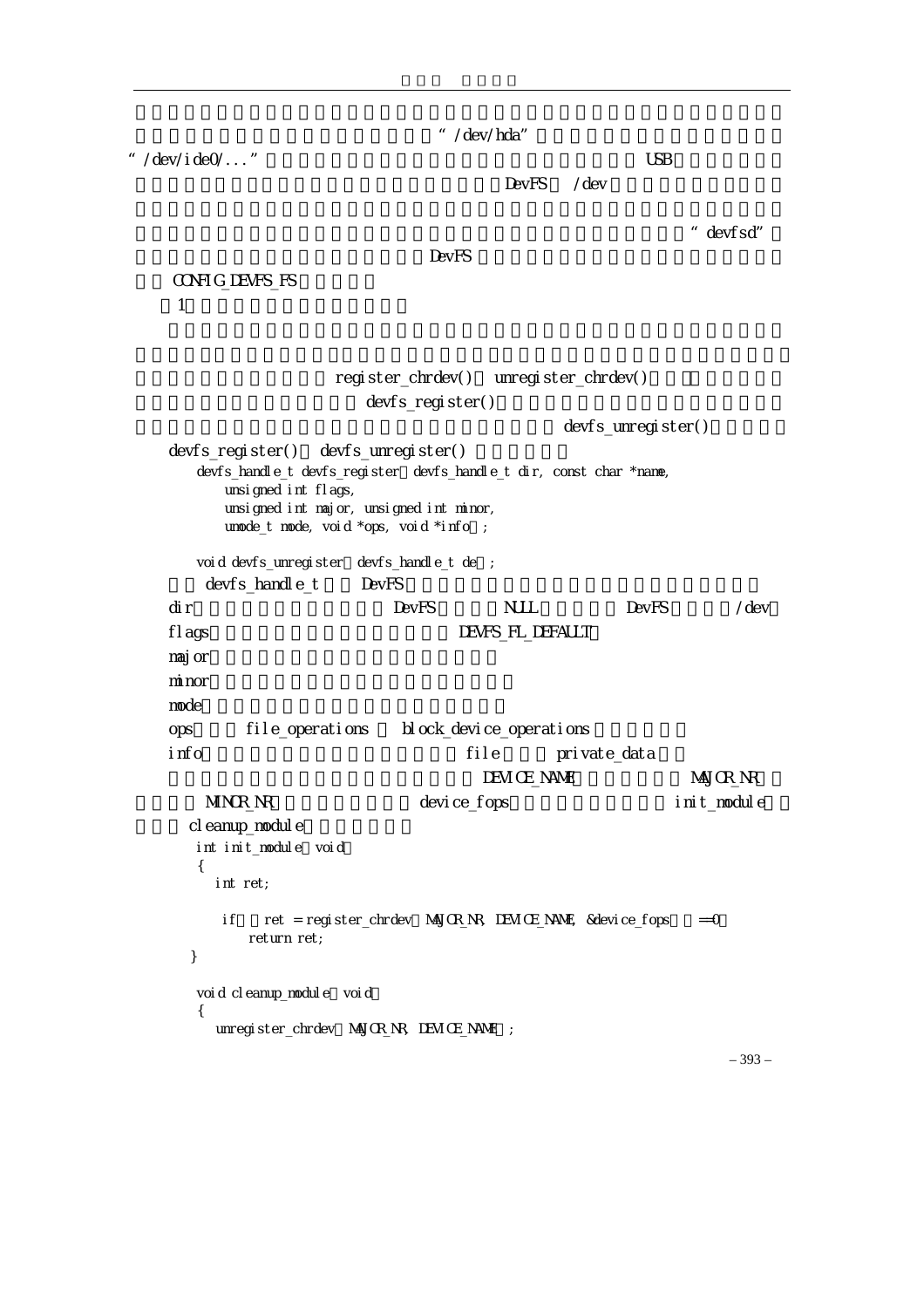"/dev/hda"

"/dev/ide0/..." USB

DevFS /dev

"devfsd"

DevFS

CONFIG_DEVFS_FS

1

register_chrdev() unregister_chrdev()

devfs_register()

devfs_unregister()

devfs_register() devfs_unregister()

```
devfs_handle_t devfs_register(devfs_handle_t dir, const char *name,
    unsigned int flags,
    unsigned int major, unsigned int minor,
    umode_t mode, void *ops, void *info);

void devfs_unregister(devfs_handle_t de);
```

devfs_handle_t DevFS

dir DevFS NULL DevFS /dev

flags DEVFS_FL_DEFAULT

major

minor

mode

ops file_operations block_device_operations

info file private_data

DEVICE_NAME MAJOR_NR

MINOR_NR device_fops init_module

cleanup_module

```
int init_module(void)
{
    int ret;

    if ((ret = register_chrdev(MAJOR_NR, DEVICE_NAME, &device_fops)) ==0)
        return ret;
}

void cleanup_module(void)
{
    unregister_chrdev(MAJOR_NR, DEVICE_NAME);
```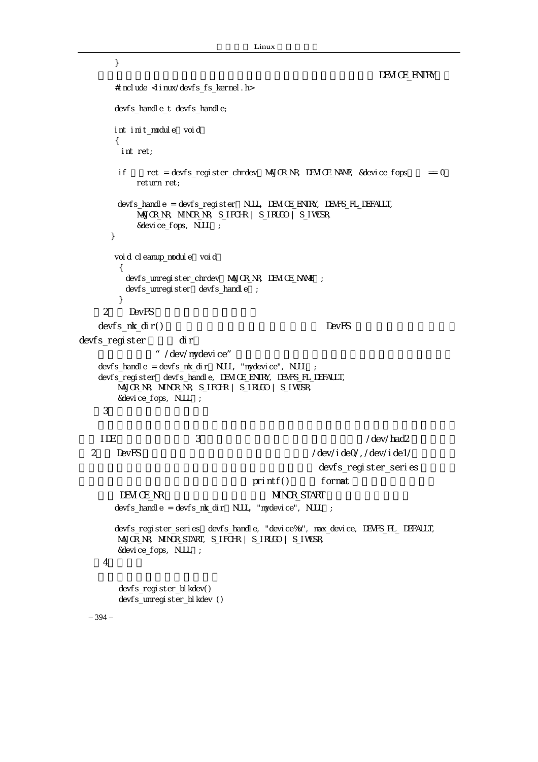```
}
```

DEVICE_ENTRY

```
#include <linux/devfs_fs_kernel.h>

devfs_handle_t devfs_handle;

int init_module void
{
  int ret;

  if    ret = devfs_register_chrdev  MAJOR_NR, DEVICE_NAME, &device_fops      == 0
       return ret;

  devfs_handle = devfs_register  NULL, DEVICE_ENTRY, DEVFS_FL_DEFAULT,
       MAJOR_NR, MINOR_NR, S_IFCHR | S_IRUGO | S_IWUSR,
       &device_fops, NULL  ;
}

void cleanup_module void
 {
   devfs_unregister_chrdev  MAJOR_NR, DEVICE_NAME  ;
   devfs_unregister  devfs_handle  ;
 }
```

2 DevFS

devfs_mk_dir() DevFS devfs_register dir

"/dev/mydevice"

```
devfs_handle = devfs_mk_dir  NULL, "mydevice", NULL  ;
devfs_register  devfs_handle, DEVICE_ENTRY, DEVFS_FL_DEFAULT,
     MAJOR_NR, MINOR_NR, S_IFCHR | S_IRUGO | S_IWUSR,
     &device_fops, NULL  ;
```

3

IDE 3 /dev/had2

2 DevFS /dev/ide0/,/dev/ide1/

devfs_register_series

printf() format

DEVICE_NR MINOR_START

```
devfs_handle = devfs_mk_dir  NULL, "mydevice", NULL  ;

devfs_register_series  devfs_handle, "device%u", max_device, DEVFS_FL_ DEFAULT,
 MAJOR_NR, MINOR_START, S_IFCHR | S_IRUGO | S_IWUSR,
 &device_fops, NULL  ;
```

4

```
devfs_register_blkdev()
devfs_unregister_blkdev ()
```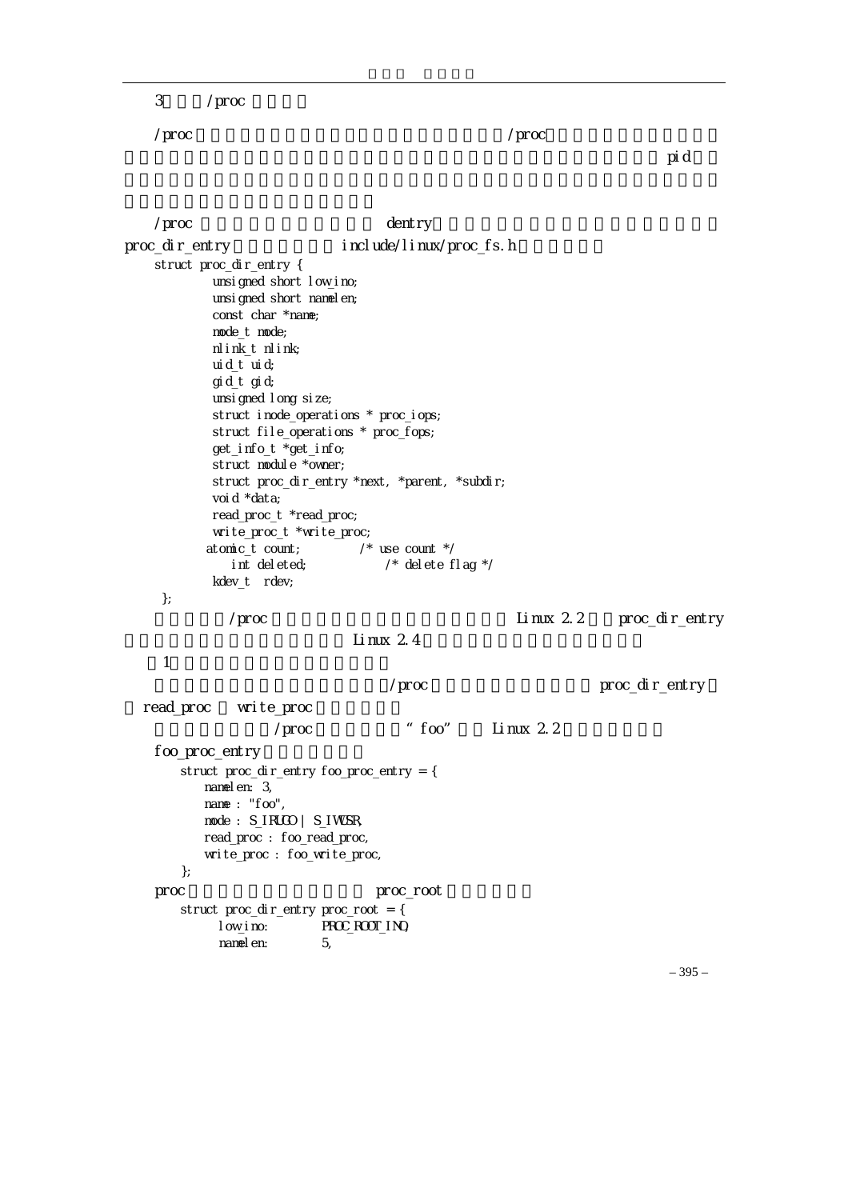3 /proc

/proc /proc
pid

/proc dentry
proc_dir_entry include/linux/proc_fs.h

```
struct proc_dir_entry {
        unsigned short low_ino;
        unsigned short namelen;
        const char *name;
        mode_t mode;
        nlink_t nlink;
        uid_t uid;
        gid_t gid;
        unsigned long size;
        struct inode_operations * proc_iops;
        struct file_operations * proc_fops;
        get_info_t *get_info;
        struct module *owner;
        struct proc_dir_entry *next, *parent, *subdir;
        void *data;
        read_proc_t *read_proc;
        write_proc_t *write_proc;
       atomic_t count;          /* use count */
          int deleted;              /* delete flag */
        kdev_t  rdev;
 };
```

/proc Linux 2.2 proc_dir_entry
Linux 2.4

1

/proc proc_dir_entry
read_proc write_proc

/proc "foo" Linux 2.2
foo_proc_entry

```
struct proc_dir_entry foo_proc_entry = {
    namelen: 3,
    name : "foo",
    mode : S_IRUGO | S_IWUSR,
    read_proc : foo_read_proc,
    write_proc : foo_write_proc,
};
```

proc proc_root

```
struct proc_dir_entry proc_root = {
      low_ino:        PROC_ROOT_INO,
      namelen:        5,
```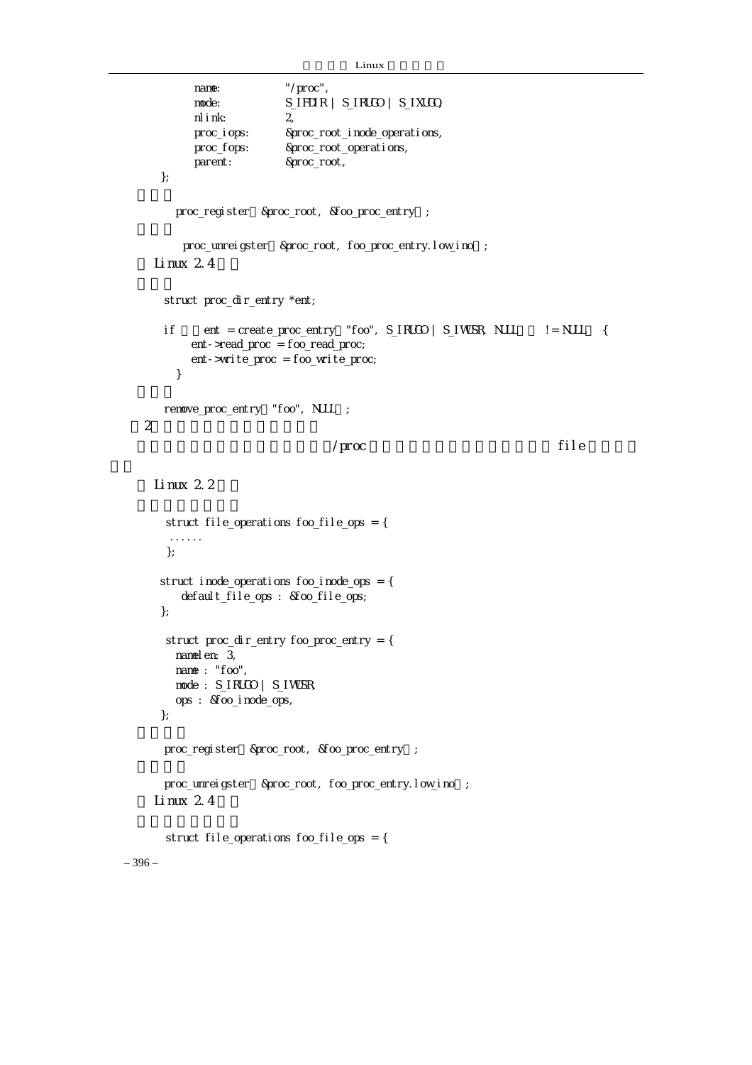```
        name:          "/proc",
        mode:          S_IFDIR | S_IRUGO | S_IXUGO,
        nlink:         2,
        proc_iops:     &proc_root_inode_operations,
        proc_fops:     &proc_root_operations,
        parent:        &proc_root,
};
```

```
proc_register（&proc_root, &foo_proc_entry）;
```

```
proc_unreigster（&proc_root, foo_proc_entry.low_ino）;
```

Linux 2.4

```
struct proc_dir_entry *ent;

if （（ent = create_proc_entry（"foo", S_IRUGO | S_IWUSR, NULL））!= NULL） {
    ent->read_proc = foo_read_proc;
    ent->write_proc = foo_write_proc;
  }
```

```
remove_proc_entry（"foo", NULL）;
```

2

/proc file

Linux 2.2

```
struct file_operations foo_file_ops = {
 ......
};

struct inode_operations foo_inode_ops = {
    default_file_ops : &foo_file_ops;
};

struct proc_dir_entry foo_proc_entry = {
  namelen: 3,
  name : "foo",
  mode : S_IRUGO | S_IWUSR,
  ops : &foo_inode_ops,
};
```

```
proc_register（&proc_root, &foo_proc_entry）;
```

```
proc_unreigster（&proc_root, foo_proc_entry.low_ino）;
```

Linux 2.4

```
struct file_operations foo_file_ops = {
```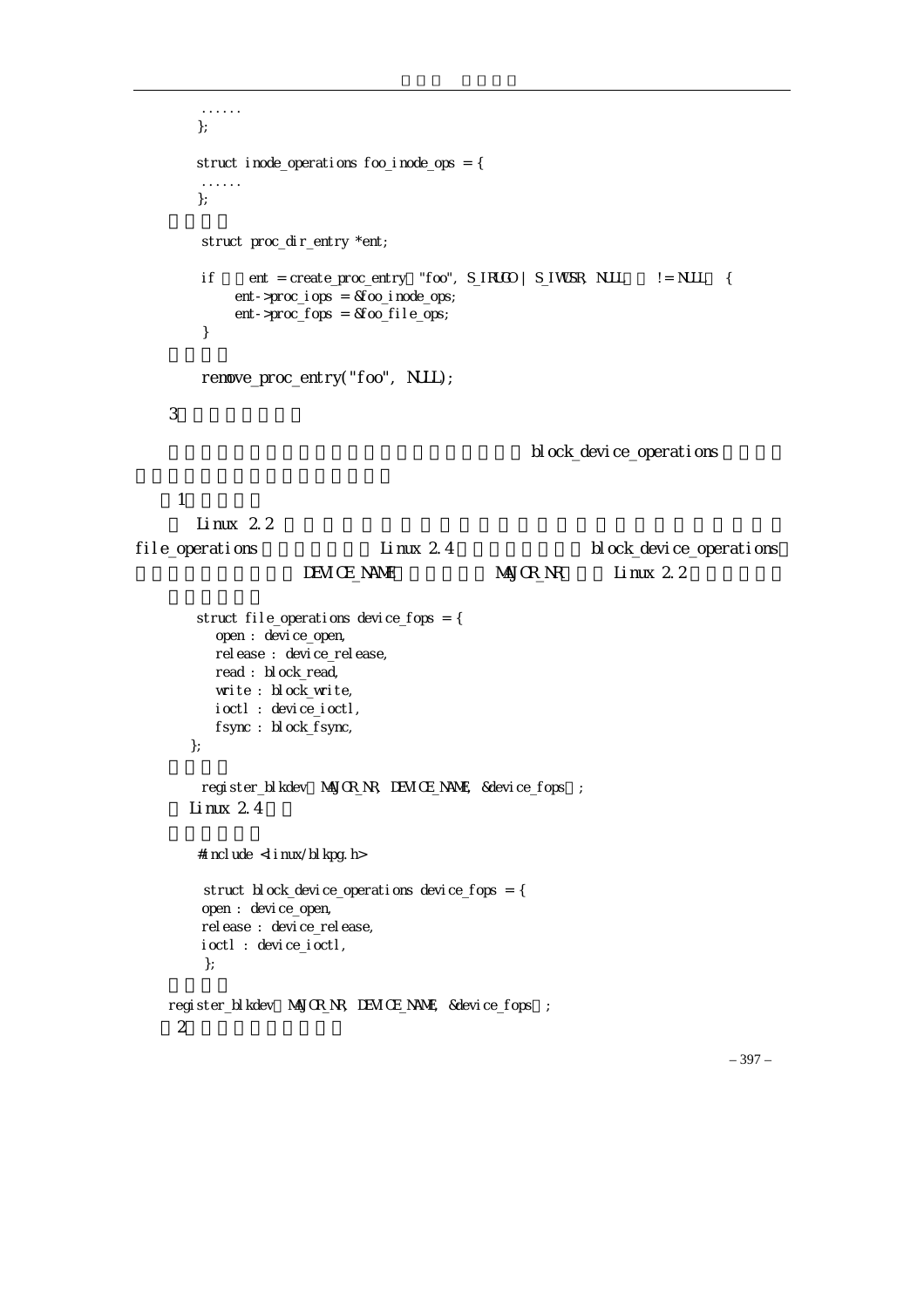```
    ......
};

struct inode_operations foo_inode_ops = {
    ......
};
```

```
struct proc_dir_entry *ent;

if ((ent = create_proc_entry("foo", S_IRUGO | S_IWUSR, NULL)) != NULL) {
    ent->proc_iops = &foo_inode_ops;
    ent->proc_fops = &foo_file_ops;
}
```

```
remove_proc_entry("foo", NULL);
```

3

block_device_operations

1

Linux 2.2

file_operations Linux 2.4 block_device_operations

DEVICE_NAME MAJOR_NR Linux 2.2

```
struct file_operations device_fops = {
    open : device_open,
    release : device_release,
    read : block_read,
    write : block_write,
    ioctl : device_ioctl,
    fsync : block_fsync,
};
```

```
register_blkdev(MAJOR_NR, DEVICE_NAME, &device_fops);
```

Linux 2.4

```
#include <linux/blkpg.h>

struct block_device_operations device_fops = {
    open : device_open,
    release : device_release,
    ioctl : device_ioctl,
};
```

```
register_blkdev(MAJOR_NR, DEVICE_NAME, &device_fops);
```

2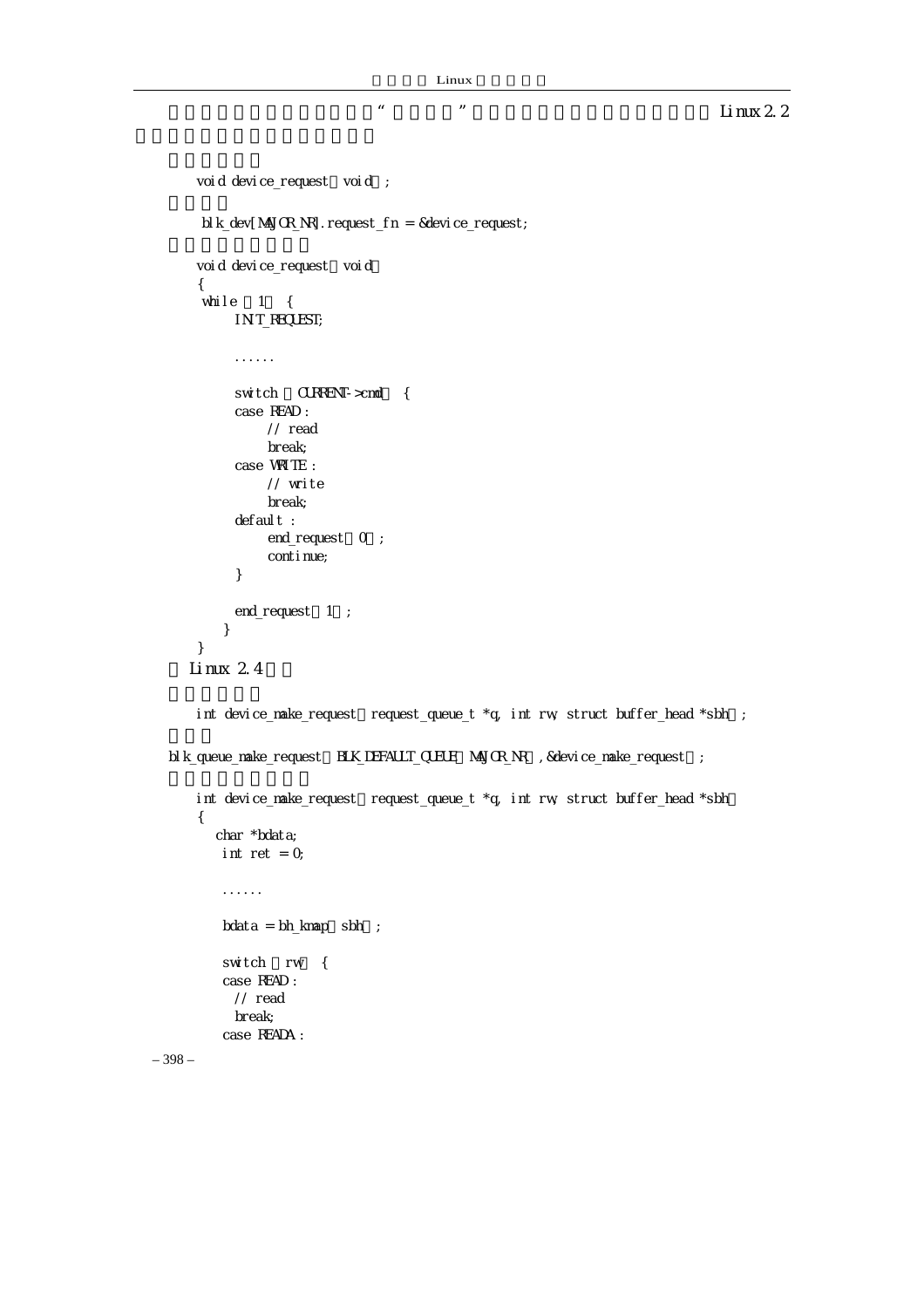“ ” Linux 2.2

```
void device_request(void);
```

```
blk_dev[MAJOR_NR].request_fn = &device_request;
```

```
void device_request(void)
{
 while (1) {
     INIT_REQUEST;

     ......

     switch (CURRENT->cmd) {
     case READ:
          // read
          break;
     case WRITE:
          // write
          break;
     default:
          end_request(0);
          continue;
     }

     end_request(1);
   }
}
```

Linux 2.4

```
int device_make_request(request_queue_t *q, int rw, struct buffer_head *sbh);
```

```
blk_queue_make_request(BLK_DEFAULT_QUEUE(MAJOR_NR), &device_make_request);
```

```
int device_make_request(request_queue_t *q, int rw, struct buffer_head *sbh)
{
   char *bdata;
    int ret = 0;

    ......

    bdata = bh_kmap(sbh);

    switch (rw) {
    case READ:
      // read
      break;
    case READA:
```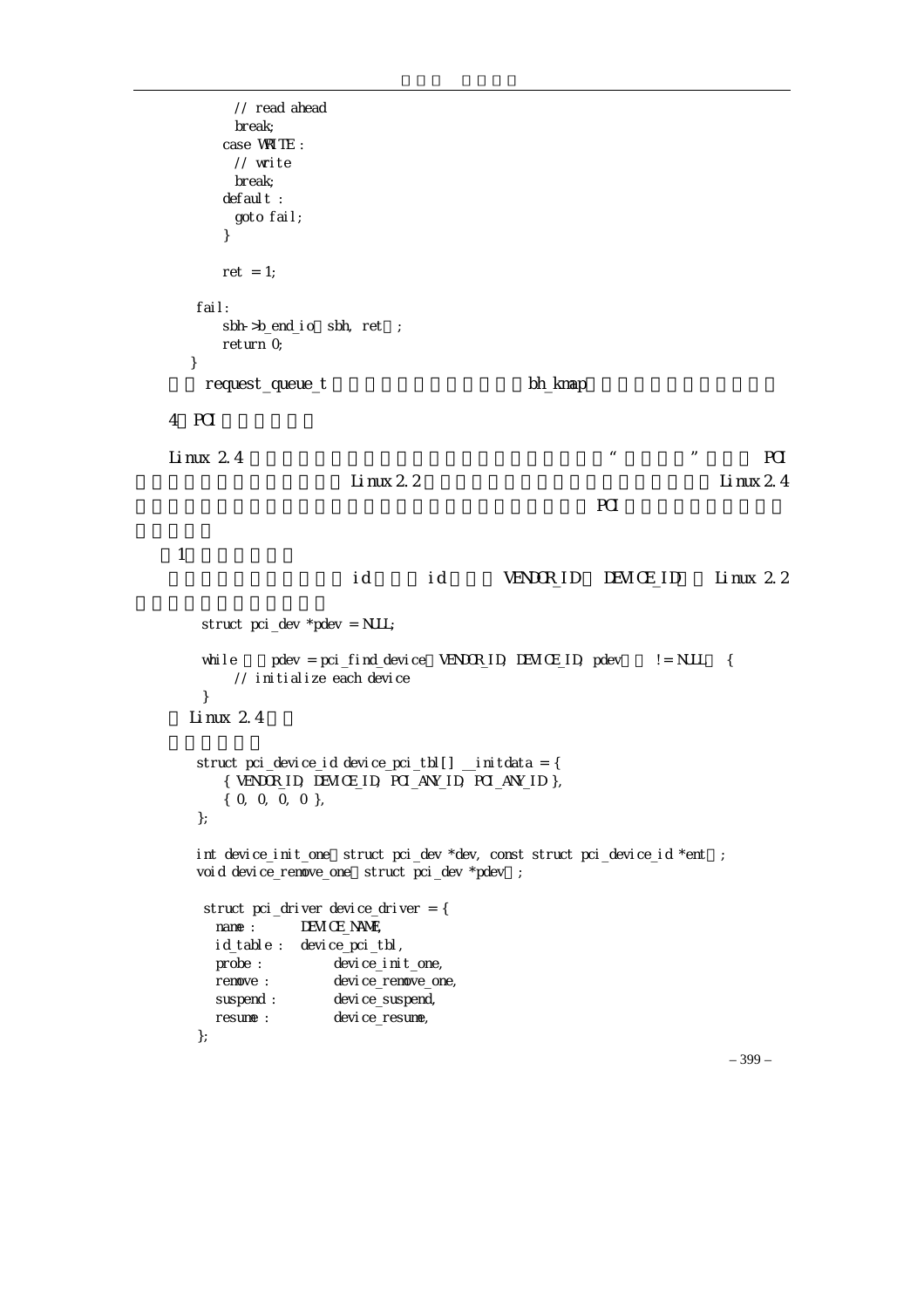```
        // read ahead
        break;
      case WRITE :
        // write
        break;
      default :
        goto fail;
      }

      ret = 1;

  fail:
      sbh->b_end_io  sbh, ret  ;
      return 0;
  }
```

request_queue_t bh_kmap

4 PCI

Linux 2.4 “ ” PCI
Linux 2.2 Linux 2.4
PCI

1

id id VENDOR_ID DEVICE_ID Linux 2.2

```
struct pci_dev *pdev = NULL;

while    pdev = pci_find_device  VENDOR_ID, DEVICE_ID, pdev    != NULL   {
    // initialize each device
}
```

Linux 2.4

```
struct pci_device_id device_pci_tbl[] __initdata = {
    { VENDOR_ID, DEVICE_ID, PCI_ANY_ID, PCI_ANY_ID },
    { 0, 0, 0, 0 },
};

int device_init_one  struct pci_dev *dev, const struct pci_device_id *ent  ;
void device_remove_one  struct pci_dev *pdev  ;

struct pci_driver device_driver = {
  name :      DEVICE_NAME,
  id_table :  device_pci_tbl,
  probe :          device_init_one,
  remove :         device_remove_one,
  suspend :        device_suspend,
  resume :         device_resume,
};
```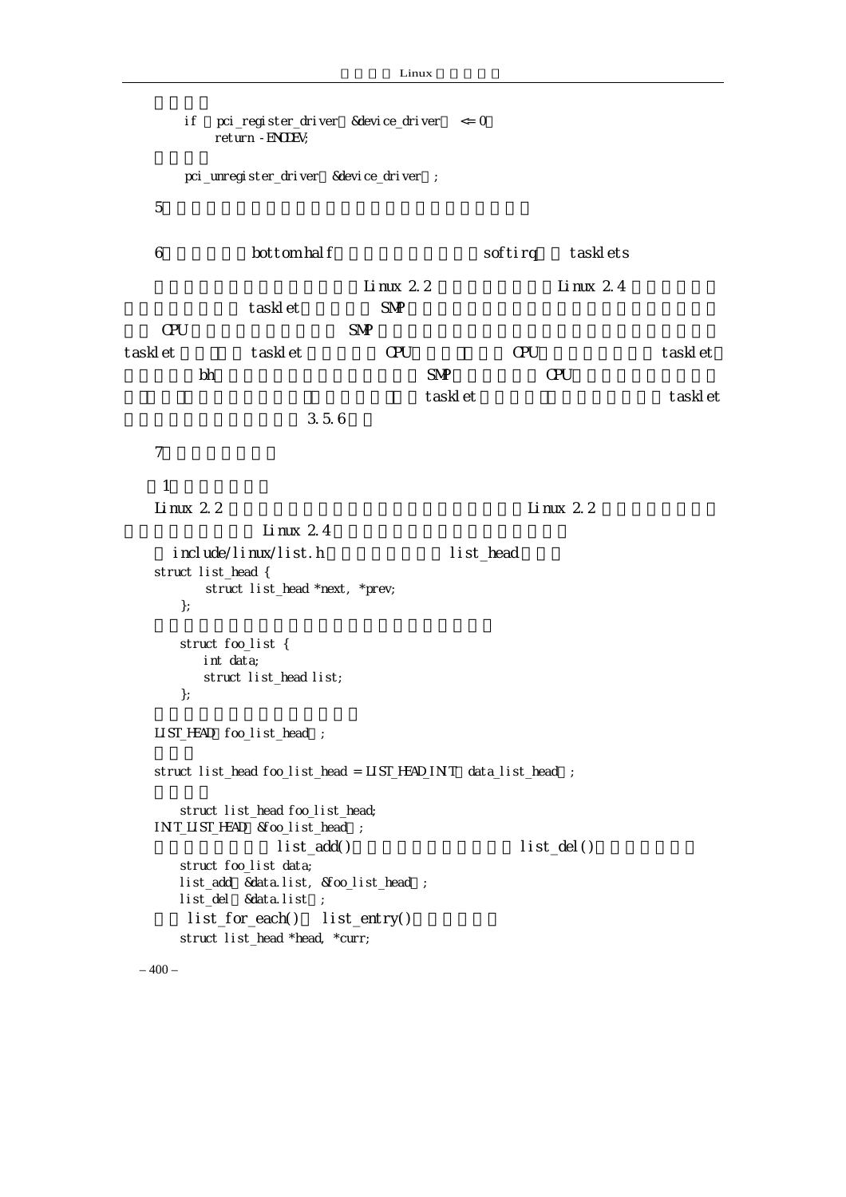```
    if  pci_register_driver  &device_driver   <= 0
        return -ENODEV;
```

```
    pci_unregister_driver  &device_driver  ;
```

5

6 bottom half softirq tasklets

Linux 2.2 Linux 2.4 tasklet SMP CPU SMP tasklet tasklet CPU CPU tasklet bh SMP CPU tasklet tasklet 3.5.6

7

1

Linux 2.2 Linux 2.2 Linux 2.4

include/linux/list.h list_head

```
struct list_head {
      struct list_head *next, *prev;
   };
```

```
   struct foo_list {
      int data;
      struct list_head list;
   };
```

```
LIST_HEAD  foo_list_head  ;
```

```
struct list_head foo_list_head = LIST_HEAD_INIT  data_list_head  ;
```

```
   struct list_head foo_list_head;
INIT_LIST_HEAD  &foo_list_head  ;
```

list_add() list_del()

```
   struct foo_list data;
   list_add  &data.list, &foo_list_head  ;
   list_del  &data.list  ;
```

list_for_each() list_entry()

```
   struct list_head *head, *curr;
```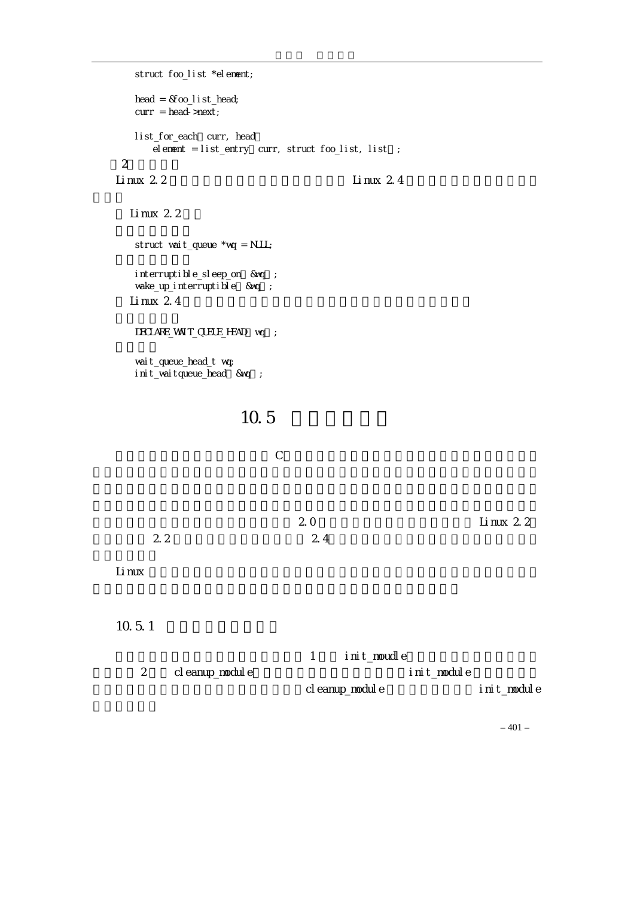```
struct foo_list *element;

head = &foo_list_head;
curr = head->next;

list_for_each curr, head
    element = list_entry curr, struct foo_list, list ;
```

2

Linux 2.2 Linux 2.4

Linux 2.2

```
struct wait_queue *wq = NULL;
```

```
interruptible_sleep_on &wq ;
wake_up_interruptible &wq ;
```

Linux 2.4

```
DECLARE_WAIT_QUEUE_HEAD wq ;
```

```
wait_queue_head_t wq;
init_waitqueue_head &wq ;
```

## 10.5

C

2.0 Linux 2.2
2.2 2.4

Linux

### 10.5.1

1 init_moudle
2 cleanup_module init_module
cleanup_module init_module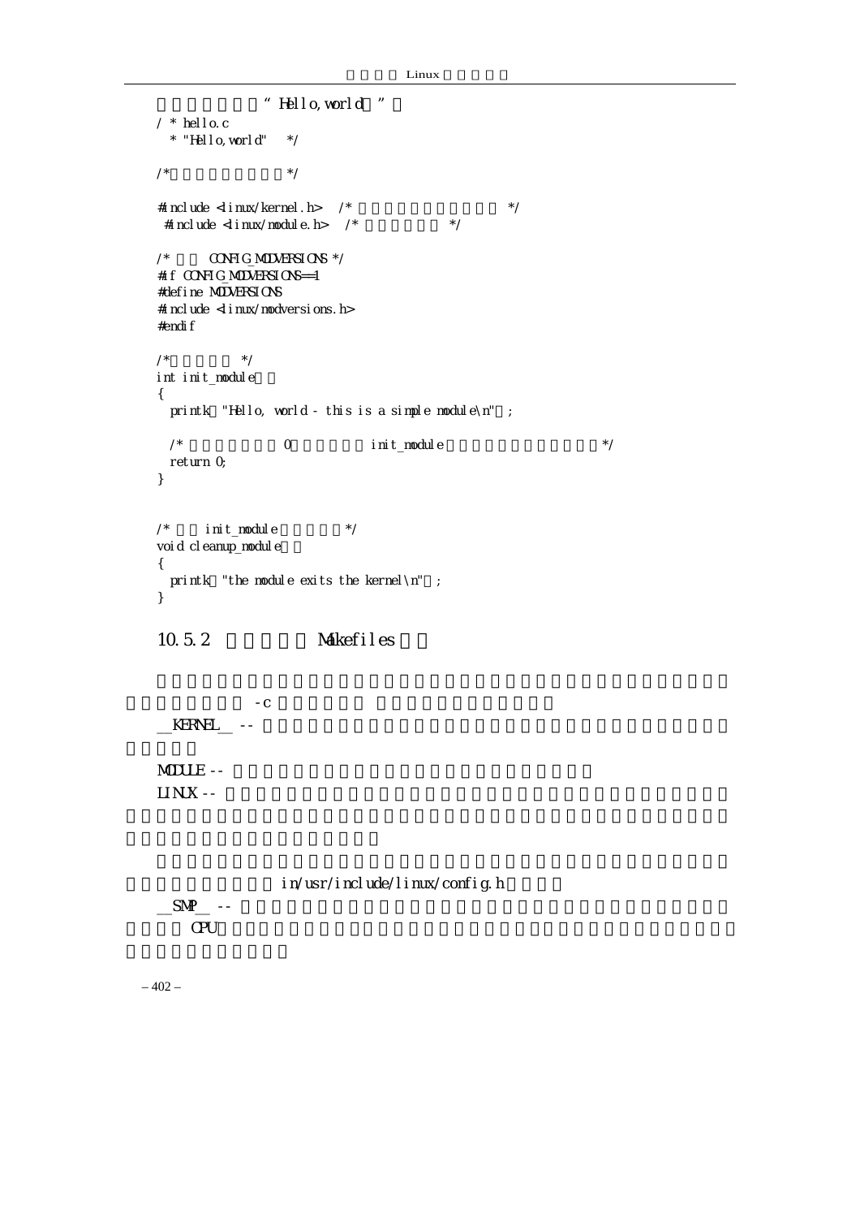"Hello,world"

```
/ * hello.c
  * "Hello,world"   */

/*                  */

#include <linux/kernel.h>  /*                       */
 #include <linux/module.h>  /*            */

/*     CONFIG_MODVERSIONS */
#if CONFIG_MODVERSIONS==1
#define MODVERSIONS
#include <linux/modversions.h>
#endif

/*          */
int init_module
{
  printk  "Hello, world - this is a simple module\n"  ;

  /*               0            init_module                          */
  return 0;
}


/*     init_module          */
void cleanup_module
{
  printk  "the module exits the kernel\n"  ;
}
```

## 10.5.2 Makefiles

-c

__KERNEL__ --

MODULE --

LINUX --

in/usr/include/linux/config.h

__SMP__ --

CPU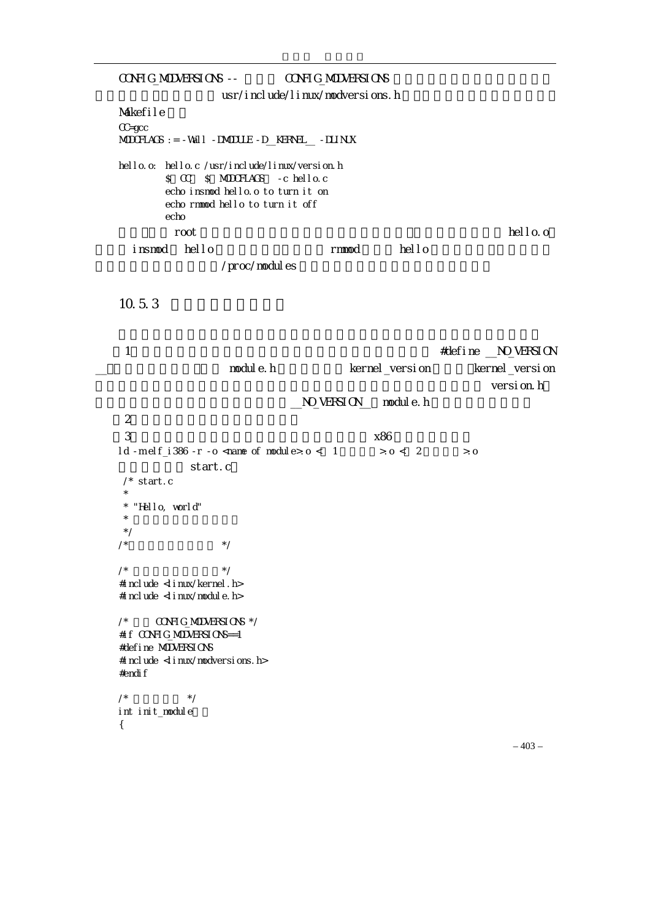CONFIG_MODVERSIONS -- CONFIG_MODVERSIONS
usr/include/linux/modversions.h

Makefile

```
CC=gcc
MODCFLAGS := -Wall -DMODULE -D__KERNEL__ -DLINUX

hello.o: hello.c /usr/include/linux/version.h
	$(CC) $(MODCFLAGS) -c hello.c
	echo insmod hello.o to turn it on
	echo rmmod hello to turn it off
	echo
```

root hello.o
insmod hello rmmod hello
/proc/modules

## 10.5.3

1 #define __NO_VERSION__ module.h kernel_version kernel_version version.h __NO_VERSION__ module.h

2

3 x86

```
ld -m elf_i386 -r -o <name of module>.o < 1 >.o < 2 >.o
```

start.c

```
/* start.c
 *
 * "Hello, world"
 *
 */
/*                */

/*                */
#include <linux/kernel.h>
#include <linux/module.h>

/*    CONFIG_MODVERSIONS */
#if CONFIG_MODVERSIONS==1
#define MODVERSIONS
#include <linux/modversions.h>
#endif

/*         */
int init_module()
{
```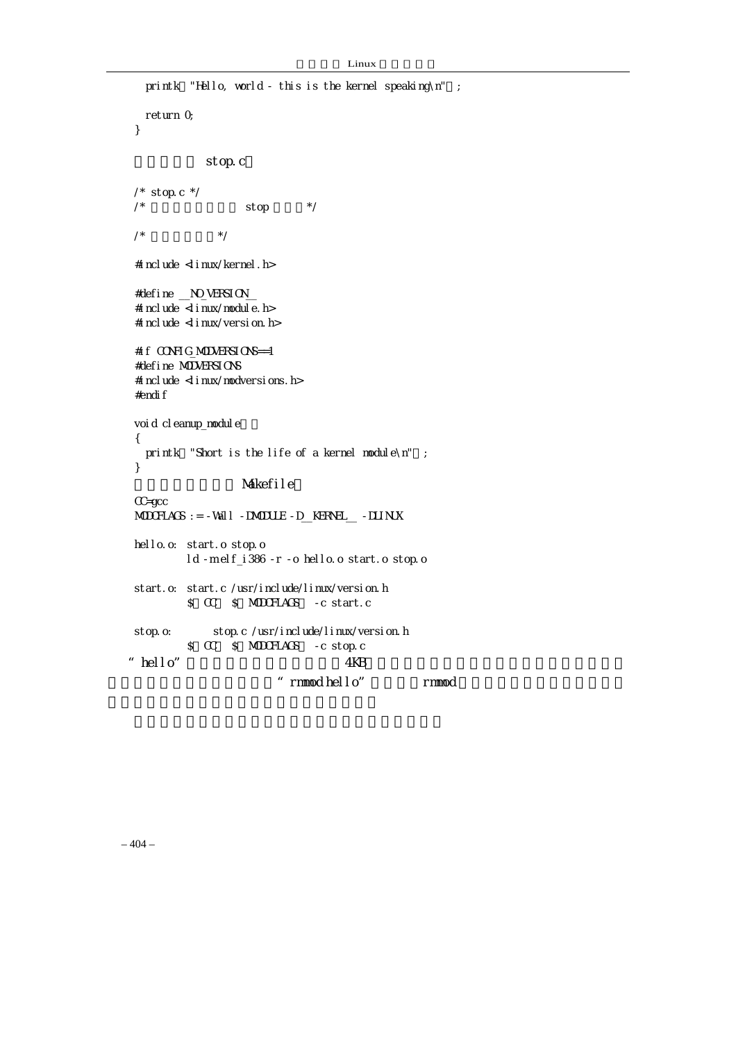```
  printk("Hello, world - this is the kernel speaking\n");

  return 0;
}
```

stop.c

```
/* stop.c */
/*            stop    */

/*        */

#include <linux/kernel.h>

#define __NO_VERSION__
#include <linux/module.h>
#include <linux/version.h>

#if CONFIG_MODVERSIONS==1
#define MODVERSIONS
#include <linux/modversions.h>
#endif

void cleanup_module()
{
  printk("Short is the life of a kernel module\n");
}
```

Makefile

```
CC=gcc
MODCFLAGS := -Wall -DMODULE -D__KERNEL__ -DLINUX

hello.o: start.o stop.o
        ld -m elf_i386 -r -o hello.o start.o stop.o

start.o: start.c /usr/include/linux/version.h
        $(CC) $(MODCFLAGS) -c start.c

stop.o:       stop.c /usr/include/linux/version.h
        $(CC) $(MODCFLAGS) -c stop.c
```

“hello” 4KB

“rmmod hello” rmmod